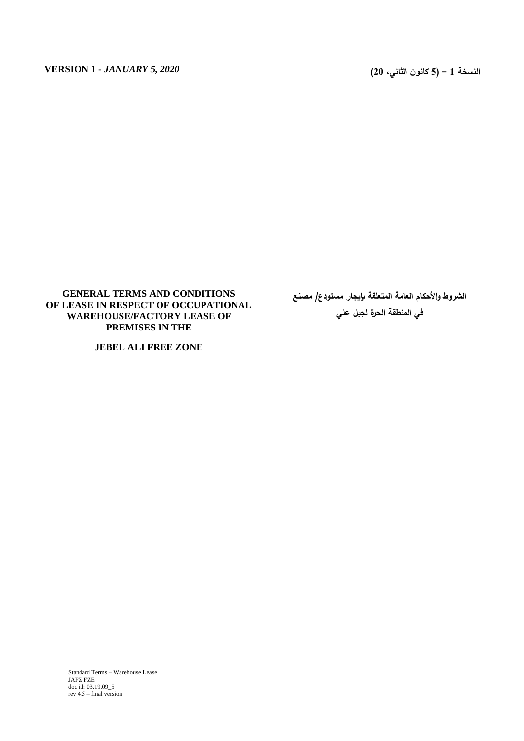**VERSION 1 -** ***JANUARY 5, 2020***

**النسخة 1 – (5 كانون الثاني، 20)**

# GENERAL TERMS AND CONDITIONS OF LEASE IN RESPECT OF OCCUPATIONAL WAREHOUSE/FACTORY LEASE OF PREMISES IN THE

# JEBEL ALI FREE ZONE

# الشروط والأحكام العامة المتعلقة بإيجار مستودع/ مصنع في المنطقة الحرة لجبل علي

Standard Terms – Warehouse Lease
JAFZ FZE
doc id: 03.19.09_5
rev 4.5 – final version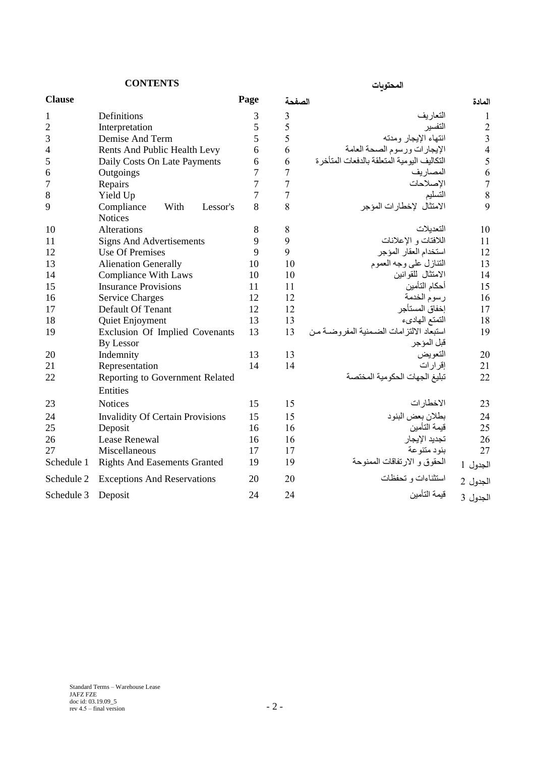## CONTENTS — المحتويات

| Clause | | Page | الصفحة | | المادة |
|---|---|---|---|---|---|
| 1 | Definitions | 3 | 3 | التعاريف | 1 |
| 2 | Interpretation | 5 | 5 | التفسير | 2 |
| 3 | Demise And Term | 5 | 5 | انتهاء الإيجار ومدته | 3 |
| 4 | Rents And Public Health Levy | 6 | 6 | الإيجارات ورسوم الصحة العامة | 4 |
| 5 | Daily Costs On Late Payments | 6 | 6 | التكاليف اليومية المتعلقة بالدفعات المتأخرة | 5 |
| 6 | Outgoings | 7 | 7 | المصاريف | 6 |
| 7 | Repairs | 7 | 7 | الإصلاحات | 7 |
| 8 | Yield Up | 7 | 7 | التسليم | 8 |
| 9 | Compliance With Lessor's Notices | 8 | 8 | الامتثال لإخطارات المؤجر | 9 |
| 10 | Alterations | 8 | 8 | التعديلات | 10 |
| 11 | Signs And Advertisements | 9 | 9 | اللافتات و الإعلانات | 11 |
| 12 | Use Of Premises | 9 | 9 | استخدام العقار المؤجر | 12 |
| 13 | Alienation Generally | 10 | 10 | التنازل على وجه العموم | 13 |
| 14 | Compliance With Laws | 10 | 10 | الامتثال للقوانين | 14 |
| 15 | Insurance Provisions | 11 | 11 | أحكام التأمين | 15 |
| 16 | Service Charges | 12 | 12 | رسوم الخدمة | 16 |
| 17 | Default Of Tenant | 12 | 12 | إخفاق المستأجر | 17 |
| 18 | Quiet Enjoyment | 13 | 13 | التمتع الهادىء | 18 |
| 19 | Exclusion Of Implied Covenants By Lessor | 13 | 13 | استبعاد الالتزامات الضمنية المفروضة من قبل المؤجر | 19 |
| 20 | Indemnity | 13 | 13 | التعويض | 20 |
| 21 | Representation | 14 | 14 | إقرارات | 21 |
| 22 | Reporting to Government Related Entities | | | تبليغ الجهات الحكومية المختصة | 22 |
| 23 | Notices | 15 | 15 | الاخطارات | 23 |
| 24 | Invalidity Of Certain Provisions | 15 | 15 | بطلان بعض البنود | 24 |
| 25 | Deposit | 16 | 16 | قيمة التأمين | 25 |
| 26 | Lease Renewal | 16 | 16 | تجديد الإيجار | 26 |
| 27 | Miscellaneous | 17 | 17 | بنود متنوعة | 27 |
| Schedule 1 | Rights And Easements Granted | 19 | 19 | الحقوق و الارتفاقات الممنوحة | الجدول 1 |
| Schedule 2 | Exceptions And Reservations | 20 | 20 | استثناءات و تحفظات | الجدول 2 |
| Schedule 3 | Deposit | 24 | 24 | قيمة التأمين | الجدول 3 |

Standard Terms – Warehouse Lease
JAFZ FZE
doc id: 03.19.09_5
rev 4.5 – final version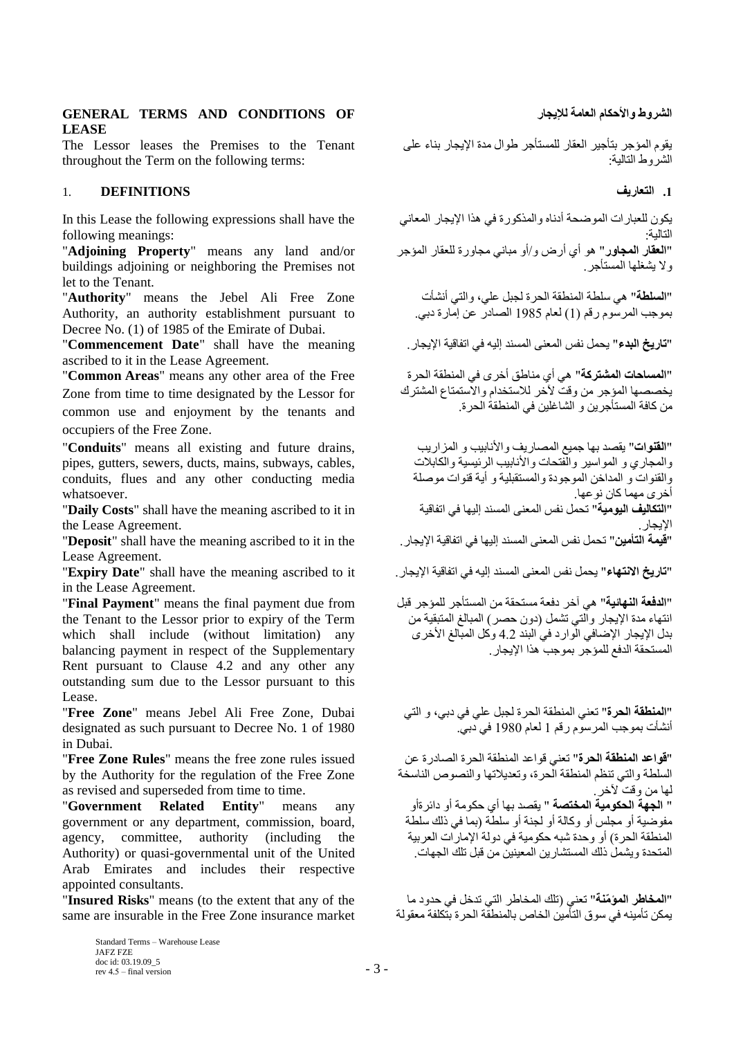# GENERAL TERMS AND CONDITIONS OF LEASE

# الشروط والأحكام العامة للإيجار

The Lessor leases the Premises to the Tenant throughout the Term on the following terms:

يقوم المؤجر بتأجير العقار للمستأجر طوال مدة الإيجار بناء على الشروط التالية:

## 1. DEFINITIONS

## 1. التعاريف

In this Lease the following expressions shall have the following meanings:

يكون للعبارات الموضحة أدناه والمذكورة في هذا الإيجار المعاني التالية:

"**Adjoining Property**" means any land and/or buildings adjoining or neighboring the Premises not let to the Tenant.

"**العقار المجاور**" هو أي أرض و/أو مباني مجاورة للعقار المؤجر ولا يشغلها المستأجر.

"**Authority**" means the Jebel Ali Free Zone Authority, an authority establishment pursuant to Decree No. (1) of 1985 of the Emirate of Dubai.

"**السلطة**" هي سلطة المنطقة الحرة لجبل علي، والتي أنشأت بموجب المرسوم رقم (1) لعام 1985 الصادر عن إمارة دبي.

"**Commencement Date**" shall have the meaning ascribed to it in the Lease Agreement.

"**تاريخ البدء**" يحمل نفس المعنى المسند إليه في اتفاقية الإيجار.

"**Common Areas**" means any other area of the Free Zone from time to time designated by the Lessor for common use and enjoyment by the tenants and occupiers of the Free Zone.

"**المساحات المشتركة**" هي أي مناطق أخرى في المنطقة الحرة يخصصها المؤجر من وقت لآخر للاستخدام والاستمتاع المشترك من كافة المستأجرين و الشاغلين في المنطقة الحرة.

"**Conduits**" means all existing and future drains, pipes, gutters, sewers, ducts, mains, subways, cables, conduits, flues and any other conducting media whatsoever.

"**القنوات**" يقصد بها جميع المصاريف والأنابيب و المزاريب والمجاري و المواسير والفتحات والأنابيب الرئيسية والكابلات والقنوات و المداخن الموجودة والمستقبلية و أية قنوات موصلة أخرى مهما كان نوعها.

"**Daily Costs**" shall have the meaning ascribed to it in the Lease Agreement.

"**التكاليف اليومية**" تحمل نفس المعنى المسند إليها في اتفاقية الإيجار.

"**Deposit**" shall have the meaning ascribed to it in the Lease Agreement.

"**قيمة التأمين**" تحمل نفس المعنى المسند إليها في اتفاقية الإيجار.

"**Expiry Date**" shall have the meaning ascribed to it in the Lease Agreement.

"**تاريخ الانتهاء**" يحمل نفس المعنى المسند إليه في اتفاقية الإيجار.

"**Final Payment**" means the final payment due from the Tenant to the Lessor prior to expiry of the Term which shall include (without limitation) any balancing payment in respect of the Supplementary Rent pursuant to Clause 4.2 and any other any outstanding sum due to the Lessor pursuant to this Lease.

"**الدفعة النهائية**" هي آخر دفعة مستحقة من المستأجر للمؤجر قبل انتهاء مدة الإيجار والتي تشمل (دون حصر) المبالغ المتبقية من بدل الإيجار الإضافي الوارد في البند 4.2 وكل المبالغ الأخرى المستحقة الدفع للمؤجر بموجب هذا الإيجار.

"**Free Zone**" means Jebel Ali Free Zone, Dubai designated as such pursuant to Decree No. 1 of 1980 in Dubai.

"**المنطقة الحرة**" تعني المنطقة الحرة لجبل علي في دبي، و التي أنشأت بموجب المرسوم رقم 1 لعام 1980 في دبي.

"**Free Zone Rules**" means the free zone rules issued by the Authority for the regulation of the Free Zone as revised and superseded from time to time.

"**قواعد المنطقة الحرة**" تعني قواعد المنطقة الحرة الصادرة عن السلطة والتي تنظم المنطقة الحرة، وتعديلاتها والنصوص الناسخة لها من وقت لآخر.

"**Government Related Entity**" means any government or any department, commission, board, agency, committee, authority (including the Authority) or quasi-governmental unit of the United Arab Emirates and includes their respective appointed consultants.

"**الجهة الحكومية المختصة**" يقصد بها أي حكومة أو دائرةأو مفوضية أو مجلس أو وكالة أو لجنة أو سلطة (بما في ذلك سلطة المنطقة الحرة) أو وحدة شبه حكومية في دولة الإمارات العربية المتحدة ويشمل ذلك المستشارين المعينين من قبل تلك الجهات.

"**Insured Risks**" means (to the extent that any of the same are insurable in the Free Zone insurance market

"**المخاطر المؤمّنة**" تعني (تلك المخاطر التي تدخل في حدود ما يمكن تأمينه في سوق التأمين الخاص بالمنطقة الحرة بتكلفة معقولة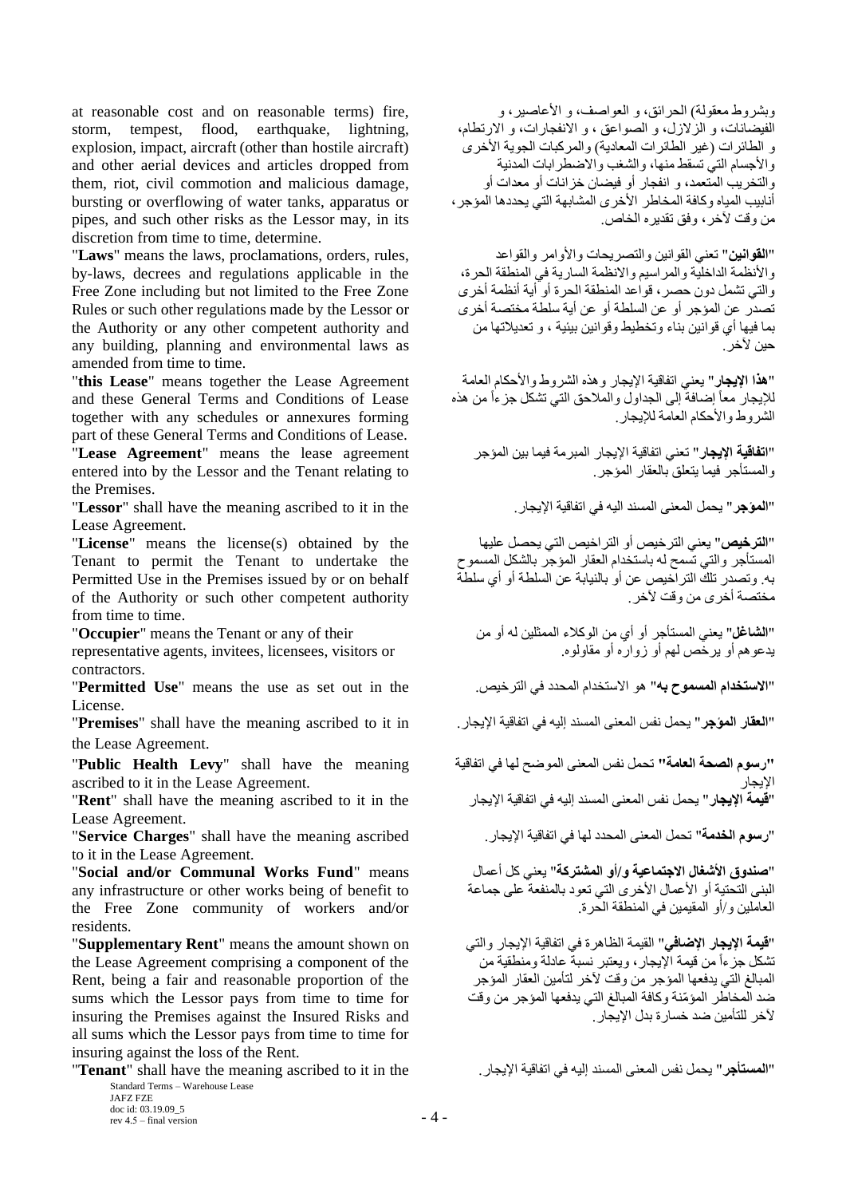at reasonable cost and on reasonable terms) fire, storm, tempest, flood, earthquake, lightning, explosion, impact, aircraft (other than hostile aircraft) and other aerial devices and articles dropped from them, riot, civil commotion and malicious damage, bursting or overflowing of water tanks, apparatus or pipes, and such other risks as the Lessor may, in its discretion from time to time, determine.

وبشروط معقولة) الحرائق، و العواصف، و الأعاصير، و الفيضانات، و الزلازل، و الصواعق ، و الانفجارات، و الارتطام، و الطائرات (غير الطائرات المعادية) والمركبات الجوية الأخرى والأجسام التي تسقط منها، والشغب والاضطرابات المدنية والتخريب المتعمد، و انفجار أو فيضان خزانات أو معدات أو أنابيب المياه وكافة المخاطر الأخرى المشابهة التي يحددها المؤجر، من وقت لآخر، وفق تقديره الخاص.

"**Laws**" means the laws, proclamations, orders, rules, by-laws, decrees and regulations applicable in the Free Zone including but not limited to the Free Zone Rules or such other regulations made by the Lessor or the Authority or any other competent authority and any building, planning and environmental laws as amended from time to time.

"**القوانين**" تعني القوانين والتصريحات والأوامر والقواعد والأنظمة الداخلية والمراسيم والانظمة السارية في المنطقة الحرة، والتي تشمل دون حصر، قواعد المنطقة الحرة أو أية أنظمة أخرى تصدر عن المؤجر أو عن السلطة أو عن أية سلطة مختصة أخرى بما فيها أي قوانين بناء وتخطيط وقوانين بيئية ، و تعديلاتها من حين لآخر.

"**this Lease**" means together the Lease Agreement and these General Terms and Conditions of Lease together with any schedules or annexures forming part of these General Terms and Conditions of Lease.

"**هذا الإيجار**" يعني اتفاقية الإيجار وهذه الشروط والأحكام العامة للإيجار معاً إضافة إلى الجداول والملاحق التي تشكل جزءاً من هذه الشروط والأحكام العامة للإيجار.

"**Lease Agreement**" means the lease agreement entered into by the Lessor and the Tenant relating to the Premises.

"**اتفاقية الإيجار**" تعني اتفاقية الإيجار المبرمة فيما بين المؤجر والمستأجر فيما يتعلق بالعقار المؤجر.

"**Lessor**" shall have the meaning ascribed to it in the Lease Agreement.

"**المؤجر**" يحمل المعنى المسند اليه في اتفاقية الإيجار.

"**License**" means the license(s) obtained by the Tenant to permit the Tenant to undertake the Permitted Use in the Premises issued by or on behalf of the Authority or such other competent authority from time to time.

"**الترخيص**" يعني الترخيص أو التراخيص التي يحصل عليها المستأجر والتي تسمح له باستخدام العقار المؤجر بالشكل المسموح به. وتصدر تلك التراخيص عن أو بالنيابة عن السلطة أو أي سلطة مختصة أخرى من وقت لآخر.

"**Occupier**" means the Tenant or any of their representative agents, invitees, licensees, visitors or contractors.

"**الشاغل**" يعني المستأجر أو أي من الوكلاء الممثلين له أو من يدعوهم أو يرخص لهم أو زواره أو مقاولوه.

"**Permitted Use**" means the use as set out in the License.

"**الاستخدام المسموح به**" هو الاستخدام المحدد في الترخيص.

"**Premises**" shall have the meaning ascribed to it in the Lease Agreement.

"**العقار المؤجر**" يحمل نفس المعنى المسند إليه في اتفاقية الإيجار.

"**Public Health Levy**" shall have the meaning ascribed to it in the Lease Agreement.

"**رسوم الصحة العامة**" تحمل نفس المعنى الموضح لها في اتفاقية الإيجار

"**Rent**" shall have the meaning ascribed to it in the Lease Agreement.

"**قيمة الإيجار**" يحمل نفس المعنى المسند إليه في اتفاقية الإيجار

"**Service Charges**" shall have the meaning ascribed to it in the Lease Agreement.

"**رسوم الخدمة**" تحمل المعنى المحدد لها في اتفاقية الإيجار.

"**Social and/or Communal Works Fund**" means any infrastructure or other works being of benefit to the Free Zone community of workers and/or residents.

"**صندوق الأشغال الاجتماعية و/أو المشتركة**" يعني كل أعمال البنى التحتية أو الأعمال الأخرى التي تعود بالمنفعة على جماعة العاملين و/أو المقيمين في المنطقة الحرة.

"**Supplementary Rent**" means the amount shown on the Lease Agreement comprising a component of the Rent, being a fair and reasonable proportion of the sums which the Lessor pays from time to time for insuring the Premises against the Insured Risks and all sums which the Lessor pays from time to time for insuring against the loss of the Rent.

"**قيمة الإيجار الإضافي**" القيمة الظاهرة في اتفاقية الإيجار والتي تشكل جزءاً من قيمة الإيجار، ويعتبر نسبة عادلة ومنطقية من المبالغ التي يدفعها المؤجر من وقت لآخر لتأمين العقار المؤجر ضد المخاطر المؤمّنة وكافة المبالغ التي يدفعها المؤجر من وقت لآخر للتأمين ضد خسارة بدل الإيجار.

"**Tenant**" shall have the meaning ascribed to it in the

"**المستأجر**" يحمل نفس المعنى المسند إليه في اتفاقية الإيجار.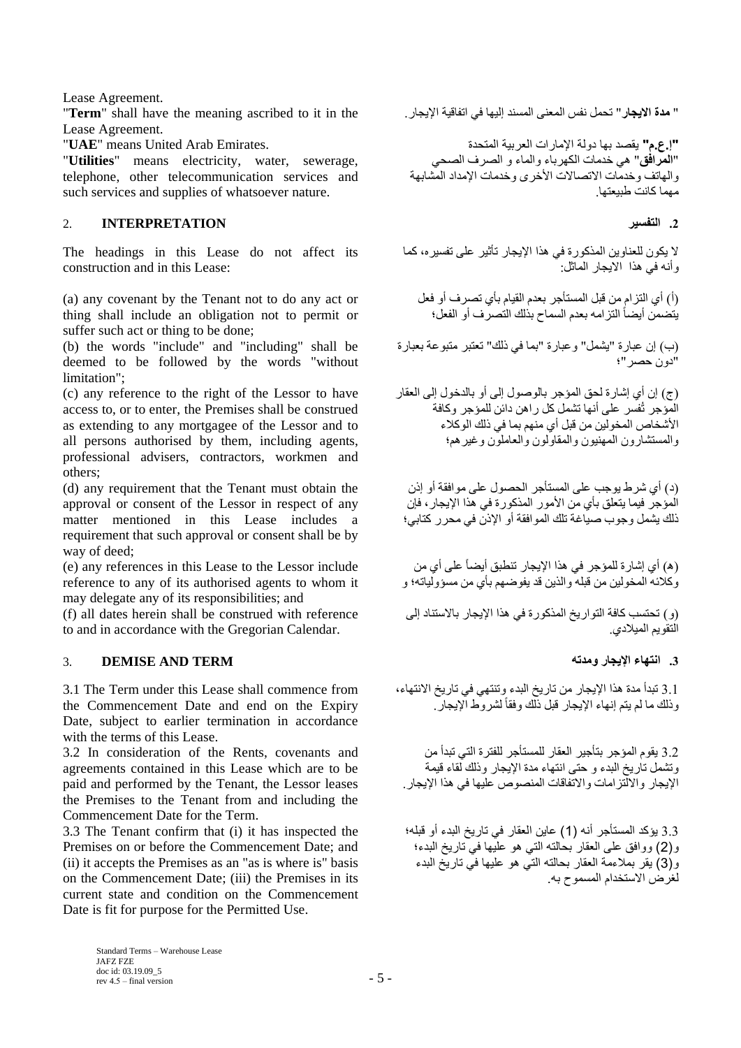Lease Agreement.

"**Term**" shall have the meaning ascribed to it in the Lease Agreement.

" **مدة الايجار**" تحمل نفس المعنى المسند إليها في اتفاقية الإيجار.

"**UAE**" means United Arab Emirates.

"**إ.ع.م**" يقصد بها دولة الإمارات العربية المتحدة

"**Utilities**" means electricity, water, sewerage, telephone, other telecommunication services and such services and supplies of whatsoever nature.

"**المرافق**" هي خدمات الكهرباء والماء و الصرف الصحي والهاتف وخدمات الاتصالات الأخرى وخدمات الإمداد المشابهة مهما كانت طبيعتها.

## 2. INTERPRETATION

## 2. التفسير

The headings in this Lease do not affect its construction and in this Lease:

لا يكون للعناوين المذكورة في هذا الإيجار تأثير على تفسيره، كما وأنه في هذا الايجار الماثل:

(a) any covenant by the Tenant not to do any act or thing shall include an obligation not to permit or suffer such act or thing to be done;

(أ) أي التزام من قبل المستأجر بعدم القيام بأي تصرف أو فعل يتضمن أيضاً التزامه بعدم السماح بذلك التصرف أو الفعل؛

(b) the words "include" and "including" shall be deemed to be followed by the words "without limitation";

(ب) إن عبارة "يشمل" وعبارة "بما في ذلك" تعتبر متبوعة بعبارة "دون حصر"؛

(c) any reference to the right of the Lessor to have access to, or to enter, the Premises shall be construed as extending to any mortgagee of the Lessor and to all persons authorised by them, including agents, professional advisers, contractors, workmen and others;

(ج) إن أي إشارة لحق المؤجر بالوصول إلى أو بالدخول إلى العقار المؤجر تُفسر على أنها تشمل كل راهن دائن للمؤجر وكافة الأشخاص المخولين من قبل أي منهم بما في ذلك الوكلاء والمستشارون المهنيون والمقاولون والعاملون وغيرهم؛

(d) any requirement that the Tenant must obtain the approval or consent of the Lessor in respect of any matter mentioned in this Lease includes a requirement that such approval or consent shall be by way of deed;

(د) أي شرط يوجب على المستأجر الحصول على موافقة أو إذن المؤجر فيما يتعلق بأي من الأمور المذكورة في هذا الإيجار، فإن ذلك يشمل وجوب صياغة تلك الموافقة أو الإذن في محرر كتابي؛

(e) any references in this Lease to the Lessor include reference to any of its authorised agents to whom it may delegate any of its responsibilities; and

(هـ) أي إشارة للمؤجر في هذا الإيجار تنطبق أيضاً على أي من وكلائه المخولين من قبله والذين قد يفوضهم بأي من مسؤولياته؛ و

(f) all dates herein shall be construed with reference to and in accordance with the Gregorian Calendar.

(و) تحتسب كافة التواريخ المذكورة في هذا الإيجار بالاستناد إلى التقويم الميلادي.

## 3. DEMISE AND TERM

## 3. انتهاء الإيجار ومدته

3.1 The Term under this Lease shall commence from the Commencement Date and end on the Expiry Date, subject to earlier termination in accordance with the terms of this Lease.

3.1 تبدأ مدة هذا الإيجار من تاريخ البدء وتنتهي في تاريخ الانتهاء، وذلك ما لم يتم إنهاء الإيجار قبل ذلك وفقاً لشروط الإيجار.

3.2 In consideration of the Rents, covenants and agreements contained in this Lease which are to be paid and performed by the Tenant, the Lessor leases the Premises to the Tenant from and including the Commencement Date for the Term.

3.2 يقوم المؤجر بتأجير العقار للمستأجر للفترة التي تبدأ من وتشمل تاريخ البدء و حتى انتهاء مدة الإيجار وذلك لقاء قيمة الإيجار والالتزامات والاتفاقات المنصوص عليها في هذا الإيجار.

3.3 The Tenant confirm that (i) it has inspected the Premises on or before the Commencement Date; and (ii) it accepts the Premises as an "as is where is" basis on the Commencement Date; (iii) the Premises in its current state and condition on the Commencement Date is fit for purpose for the Permitted Use.

3.3 يؤكد المستأجر أنه (1) عاين العقار في تاريخ البدء أو قبله؛ و(2) ووافق على العقار بحالته التي هو عليها في تاريخ البدء؛ و(3) يقر بملاءمة العقار بحالته التي هو عليها في تاريخ البدء لغرض الاستخدام المسموح به.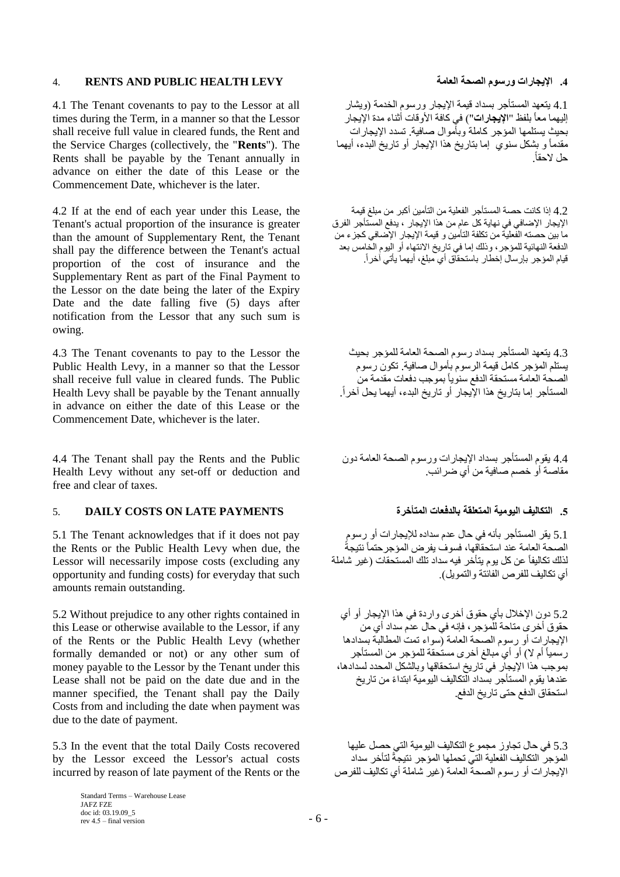## 4. RENTS AND PUBLIC HEALTH LEVY

## 4. الإيجارات ورسوم الصحة العامة

4.1 The Tenant covenants to pay to the Lessor at all times during the Term, in a manner so that the Lessor shall receive full value in cleared funds, the Rent and the Service Charges (collectively, the "**Rents**"). The Rents shall be payable by the Tenant annually in advance on either the date of this Lease or the Commencement Date, whichever is the later.

4.1 يتعهد المستأجر بسداد قيمة الإيجار ورسوم الخدمة (ويشار إليهما معاً بلفظ "**الإيجارات**") في كافة الأوقات أثناء مدة الإيجار بحيث يستلمها المؤجر كاملة وبأموال صافية. تسدد الإيجارات مقدماً و بشكل سنوي إما بتاريخ هذا الإيجار أو تاريخ البدء، أيهما حل لاحقاً.

4.2 If at the end of each year under this Lease, the Tenant's actual proportion of the insurance is greater than the amount of Supplementary Rent, the Tenant shall pay the difference between the Tenant's actual proportion of the cost of insurance and the Supplementary Rent as part of the Final Payment to the Lessor on the date being the later of the Expiry Date and the date falling five (5) days after notification from the Lessor that any such sum is owing.

4.2 إذا كانت حصة المستأجر الفعلية من التأمين أكبر من مبلغ قيمة الإيجار الإضافي في نهاية كل عام من هذا الإيجار ، يدفع المستأجر الفرق ما بين حصته الفعلية من تكلفة التأمين و قيمة الإيجار الإضافي كجزء من الدفعة النهائية للمؤجر، وذلك إما في تاريخ الانتهاء أو اليوم الخامس بعد قيام المؤجر بإرسال إخطار باستحقاق أي مبلغ، أيهما يأتي آخراً.

4.3 The Tenant covenants to pay to the Lessor the Public Health Levy, in a manner so that the Lessor shall receive full value in cleared funds. The Public Health Levy shall be payable by the Tenant annually in advance on either the date of this Lease or the Commencement Date, whichever is the later.

4.3 يتعهد المستأجر بسداد رسوم الصحة العامة للمؤجر بحيث يستلم المؤجر كامل قيمة الرسوم بأموال صافية. تكون رسوم الصحة العامة مستحقة الدفع سنوياً بموجب دفعات مقدمة من المستأجر إما بتاريخ هذا الإيجار أو تاريخ البدء، أيهما يحل آخراً.

4.4 The Tenant shall pay the Rents and the Public Health Levy without any set-off or deduction and free and clear of taxes.

4.4 يقوم المستأجر بسداد الإيجارات ورسوم الصحة العامة دون مقاصة أو خصم صافية من أي ضرائب.

## 5. DAILY COSTS ON LATE PAYMENTS

## 5. التكاليف اليومية المتعلقة بالدفعات المتأخرة

5.1 The Tenant acknowledges that if it does not pay the Rents or the Public Health Levy when due, the Lessor will necessarily impose costs (excluding any opportunity and funding costs) for everyday that such amounts remain outstanding.

5.1 يقر المستأجر بأنه في حال عدم سداده للإيجارات أو رسوم الصحة العامة عند استحقاقها، فسوف يفرض المؤجرحتماً نتيجةً لذلك تكاليفاً عن كل يوم يتأخر فيه سداد تلك المستحقات (غير شاملة أي تكاليف للفرص الفائتة والتمويل).

5.2 Without prejudice to any other rights contained in this Lease or otherwise available to the Lessor, if any of the Rents or the Public Health Levy (whether formally demanded or not) or any other sum of money payable to the Lessor by the Tenant under this Lease shall not be paid on the date due and in the manner specified, the Tenant shall pay the Daily Costs from and including the date when payment was due to the date of payment.

5.2 دون الإخلال بأي حقوق أخرى واردة في هذا الإيجار أو أي حقوق أخرى متاحة للمؤجر، فإنه في حال عدم سداد أي من الإيجارات أو رسوم الصحة العامة (سواء تمت المطالبة بسدادها رسمياً أم لا) أو أي مبالغ أخرى مستحقة للمؤجر من المستأجر بموجب هذا الإيجار في تاريخ استحقاقها وبالشكل المحدد لسدادها، عندها يقوم المستأجر بسداد التكاليف اليومية ابتداءً من تاريخ استحقاق الدفع حتى تاريخ الدفع.

5.3 In the event that the total Daily Costs recovered by the Lessor exceed the Lessor's actual costs incurred by reason of late payment of the Rents or the

5.3 في حال تجاوز مجموع التكاليف اليومية التي حصل عليها المؤجر التكاليف الفعلية التي تحملها المؤجر نتيجةً لتأخر سداد الإيجارات أو رسوم الصحة العامة (غير شاملة أي تكاليف للفرص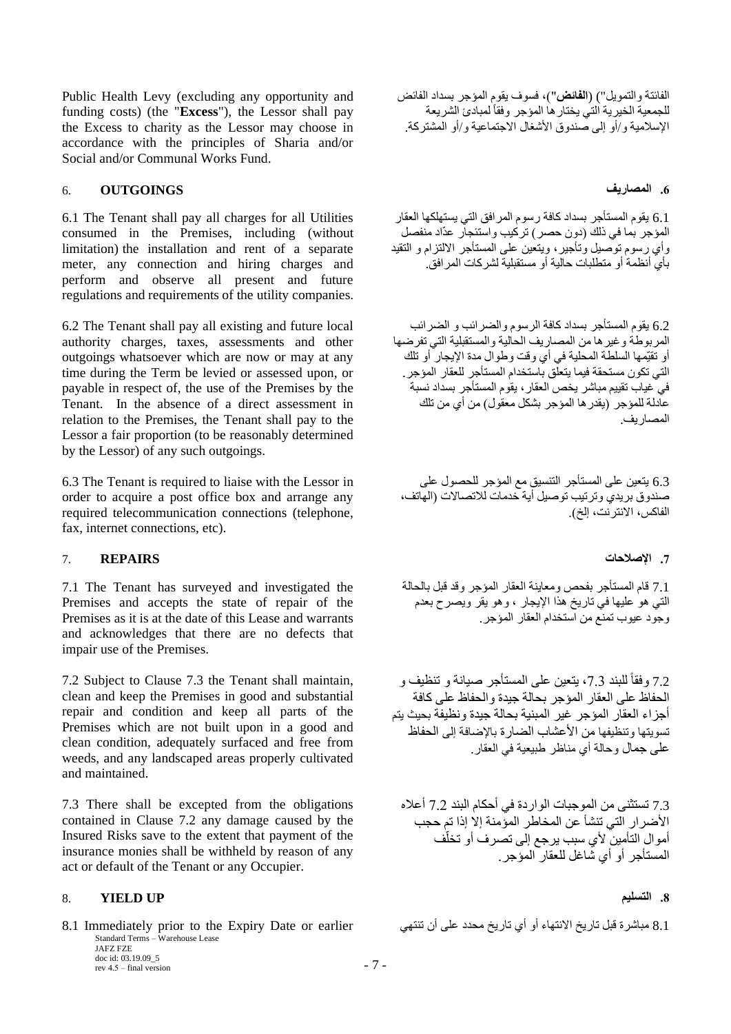Public Health Levy (excluding any opportunity and funding costs) (the "**Excess**"), the Lessor shall pay the Excess to charity as the Lessor may choose in accordance with the principles of Sharia and/or Social and/or Communal Works Fund.

الفائتة والتمويل") (**الفائض**")، فسوف يقوم المؤجر بسداد الفائض للجمعية الخيرية التي يختارها المؤجر وفقاً لمبادئ الشريعة الإسلامية و/أو إلى صندوق الأشغال الاجتماعية و/أو المشتركة.

## 6. OUTGOINGS

## 6. المصاريف

6.1 The Tenant shall pay all charges for all Utilities consumed in the Premises, including (without limitation) the installation and rent of a separate meter, any connection and hiring charges and perform and observe all present and future regulations and requirements of the utility companies.

6.1 يقوم المستأجر بسداد كافة رسوم المرافق التي يستهلكها العقار المؤجر بما في ذلك (دون حصر) تركيب واستئجار عدّاد منفصل وأي رسوم توصيل وتأجير، ويتعين على المستأجر الالتزام و التقيد بأي أنظمة أو متطلبات حالية أو مستقبلية لشركات المرافق.

6.2 The Tenant shall pay all existing and future local authority charges, taxes, assessments and other outgoings whatsoever which are now or may at any time during the Term be levied or assessed upon, or payable in respect of, the use of the Premises by the Tenant. In the absence of a direct assessment in relation to the Premises, the Tenant shall pay to the Lessor a fair proportion (to be reasonably determined by the Lessor) of any such outgoings.

6.2 يقوم المستأجر بسداد كافة الرسوم والضرائب و الضرائب المربوطة وغيرها من المصاريف الحالية والمستقبلية التي تفرضها أو تقيّمها السلطة المحلية في أي وقت وطوال مدة الإيجار أو تلك التي تكون مستحقة فيما يتعلق باستخدام المستأجر للعقار المؤجر. في غياب تقييم مباشر يخص العقار، يقوم المستأجر بسداد نسبة عادلة للمؤجر (يقدرها المؤجر بشكل معقول) من أي من تلك المصاريف.

6.3 The Tenant is required to liaise with the Lessor in order to acquire a post office box and arrange any required telecommunication connections (telephone, fax, internet connections, etc).

6.3 يتعين على المستأجر التنسيق مع المؤجر للحصول على صندوق بريدي وترتيب توصيل أية خدمات للاتصالات (الهاتف، الفاكس، الانترنت، إلخ).

## 7. REPAIRS

## 7. الإصلاحات

7.1 The Tenant has surveyed and investigated the Premises and accepts the state of repair of the Premises as it is at the date of this Lease and warrants and acknowledges that there are no defects that impair use of the Premises.

7.1 قام المستأجر بفحص ومعاينة العقار المؤجر وقد قبل بالحالة التي هو عليها في تاريخ هذا الإيجار ، وهو يقر ويصرح بعدم وجود عيوب تمنع من استخدام العقار المؤجر.

7.2 Subject to Clause 7.3 the Tenant shall maintain, clean and keep the Premises in good and substantial repair and condition and keep all parts of the Premises which are not built upon in a good and clean condition, adequately surfaced and free from weeds, and any landscaped areas properly cultivated and maintained.

7.2 وفقاً للبند 7.3، يتعين على المستأجر صيانة و تنظيف و الحفاظ على العقار المؤجر بحالة جيدة والحفاظ على كافة أجزاء العقار المؤجر غير المبنية بحالة جيدة ونظيفة بحيث يتم تسويتها وتنظيفها من الأعشاب الضارة بالإضافة إلى الحفاظ على جمال وحالة أي مناظر طبيعية في العقار.

7.3 There shall be excepted from the obligations contained in Clause 7.2 any damage caused by the Insured Risks save to the extent that payment of the insurance monies shall be withheld by reason of any act or default of the Tenant or any Occupier.

7.3 تستثنى من الموجبات الواردة في أحكام البند 7.2 أعلاه الأضرار التي تنشأ عن المخاطر المؤمنة إلا إذا تم حجب أموال التأمين لأي سبب يرجع إلى تصرف أو تخلّف المستأجر أو أي شاغل للعقار المؤجر.

## 8. YIELD UP

## 8. التسليم

8.1 Immediately prior to the Expiry Date or earlier

8.1 مباشرة قبل تاريخ الانتهاء أو أي تاريخ محدد على أن تنتهي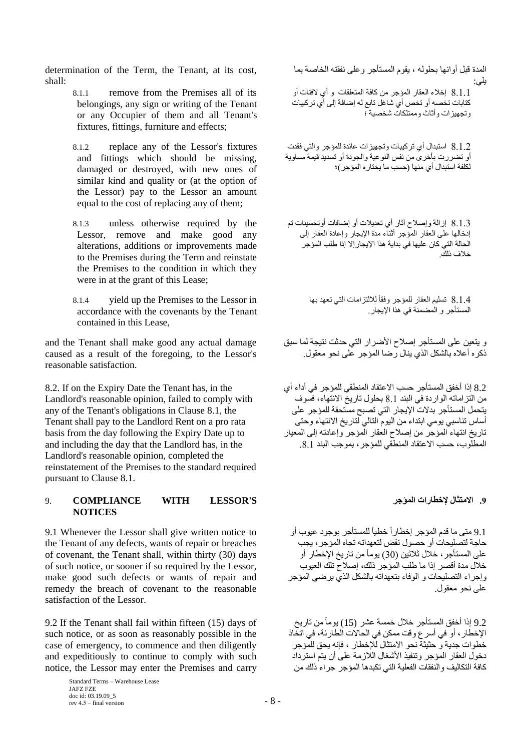determination of the Term, the Tenant, at its cost, shall:

المدة قبل أوانها بحلوله ، يقوم المستأجر وعلى نفقته الخاصة بما يلي:

8.1.1 remove from the Premises all of its belongings, any sign or writing of the Tenant or any Occupier of them and all Tenant's fixtures, fittings, furniture and effects;

8.1.1 إخلاء العقار المؤجر من كافة المتعلقات و أي لافتات أو كتابات تخصه أو تخص أي شاغل تابع له إضافة إلى أي تركيبات وتجهيزات وأثاث وممتلكات شخصية ؛

8.1.2 replace any of the Lessor's fixtures and fittings which should be missing, damaged or destroyed, with new ones of similar kind and quality or (at the option of the Lessor) pay to the Lessor an amount equal to the cost of replacing any of them;

8.1.2 استبدال أي تركيبات وتجهيزات عائدة للمؤجر والتي فقدت أو تضررت بأخرى من نفس النوعية والجودة أو تسديد قيمة مساوية لكلفة استبدال أي منها (حسب ما يختاره المؤجر)؛

8.1.3 unless otherwise required by the Lessor, remove and make good any alterations, additions or improvements made to the Premises during the Term and reinstate the Premises to the condition in which they were in at the grant of this Lease;

8.1.3 إزالة وإصلاح آثار أي تعديلات أو إضافات أوتحسينات تم إدخالها على العقار المؤجر أثناء مدة الإيجار وإعادة العقار إلى الحالة التي كان عليها في بداية هذا الإيجار إلا إذا طلب المؤجر خلاف ذلك.

8.1.4 yield up the Premises to the Lessor in accordance with the covenants by the Tenant contained in this Lease,

8.1.4 تسليم العقار للمؤجر وفقاً للالتزامات التي تعهد بها المستأجر و المضمنة في هذا الإيجار.

and the Tenant shall make good any actual damage caused as a result of the foregoing, to the Lessor's reasonable satisfaction.

و يتعين على المستأجر إصلاح الأضرار التي حدثت نتيجة لما سبق ذكره أعلاه بالشكل الذي ينال رضا المؤجر على نحو معقول.

8.2. If on the Expiry Date the Tenant has, in the Landlord's reasonable opinion, failed to comply with any of the Tenant's obligations in Clause 8.1, the Tenant shall pay to the Landlord Rent on a pro rata basis from the day following the Expiry Date up to and including the day that the Landlord has, in the Landlord's reasonable opinion, completed the reinstatement of the Premises to the standard required pursuant to Clause 8.1.

8.2 إذا أخفق المستأجر حسب الاعتقاد المنطقي للمؤجر في أداء أي من التزاماته الواردة في البند 8.1 بحلول تاريخ الانتهاء، فسوف يتحمل المستأجر بدلات الإيجار التي تصبح مستحقة للمؤجر على أساس تناسبي يومي ابتداء من اليوم التالي لتاريخ الانتهاء وحتى تاريخ انتهاء المؤجر من إصلاح العقار المؤجر وإعادته إلى المعيار المطلوب، حسب الاعتقاد المنطقي للمؤجر، بموجب البند 8.1.

## 9. COMPLIANCE WITH LESSOR'S NOTICES

## 9. الامتثال لإخطارات المؤجر

9.1 Whenever the Lessor shall give written notice to the Tenant of any defects, wants of repair or breaches of covenant, the Tenant shall, within thirty (30) days of such notice, or sooner if so required by the Lessor, make good such defects or wants of repair and remedy the breach of covenant to the reasonable satisfaction of the Lessor.

9.1 متى ما قدم المؤجر إخطاراً خطياً للمستأجر بوجود عيوب أو حاجة لتصليحات أو حصول نقض لتعهداته تجاه المؤجر، يجب على المستأجر، خلال ثلاثين (30) يوماً من تاريخ الإخطار أو خلال مدة أقصر إذا ما طلب المؤجر ذلك، إصلاح تلك العيوب وإجراء التصليحات و الوفاء بتعهداته بالشكل الذي يرضي المؤجر على نحو معقول.

9.2 If the Tenant shall fail within fifteen (15) days of such notice, or as soon as reasonably possible in the case of emergency, to commence and then diligently and expeditiously to continue to comply with such notice, the Lessor may enter the Premises and carry

9.2 إذا أخفق المستأجر خلال خمسة عشر (15) يوماً من تاريخ الإخطار، أو في أسرع وقت ممكن في الحالات الطارئة، في اتخاذ خطوات جدية و حثيثة نحو الامتثال للإخطار ، فإنه يحق للمؤجر دخول العقار المؤجر وتنفيذ الأشغال اللازمة على أن يتم استرداد كافة التكاليف والنفقات الفعلية التي تكبدها المؤجر جراء ذلك من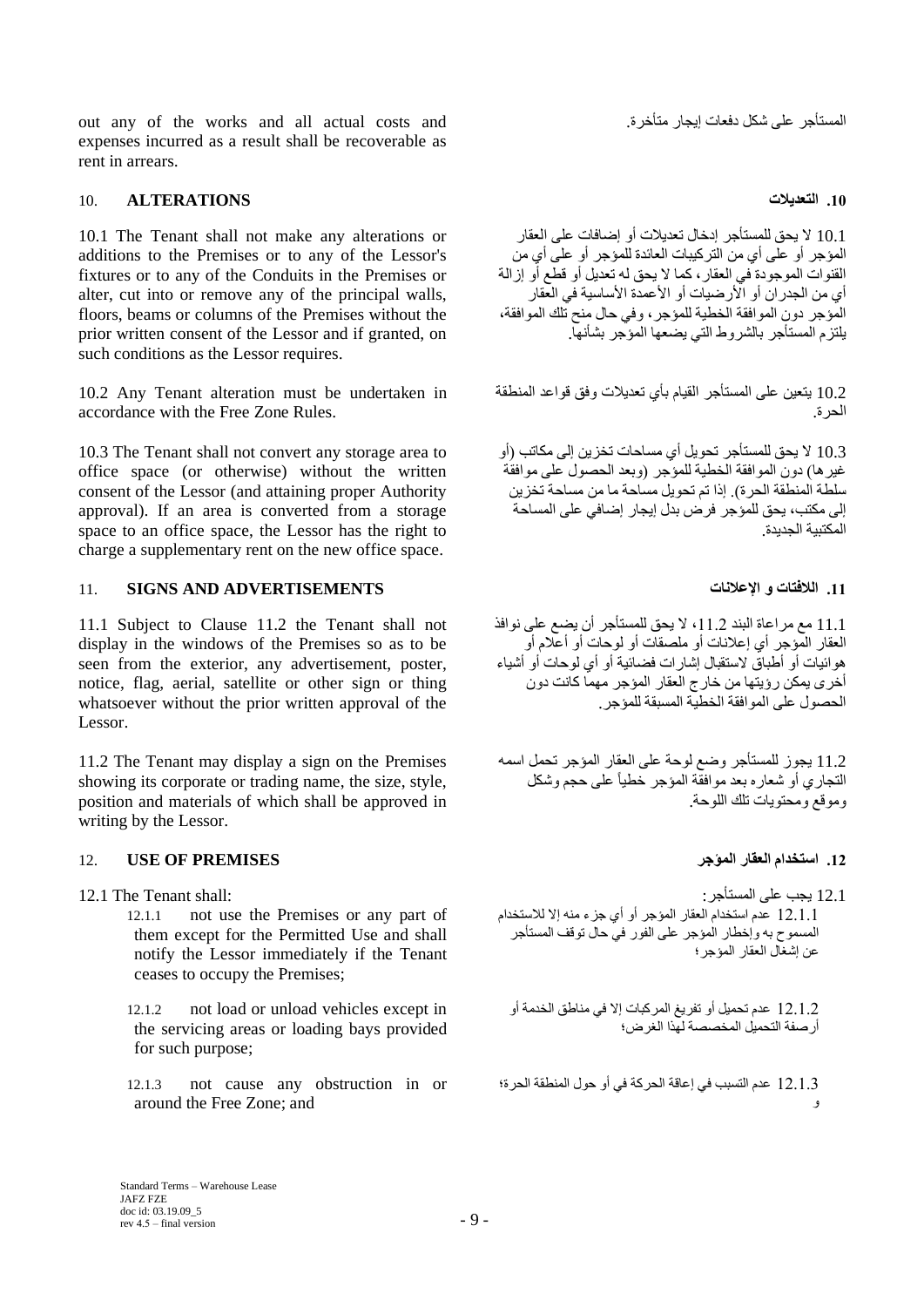out any of the works and all actual costs and expenses incurred as a result shall be recoverable as rent in arrears.

المستأجر على شكل دفعات إيجار متأخرة.

## 10. ALTERATIONS

## 10. التعديلات

10.1 The Tenant shall not make any alterations or additions to the Premises or to any of the Lessor's fixtures or to any of the Conduits in the Premises or alter, cut into or remove any of the principal walls, floors, beams or columns of the Premises without the prior written consent of the Lessor and if granted, on such conditions as the Lessor requires.

10.1 لا يحق للمستأجر إدخال تعديلات أو إضافات على العقار المؤجر أو على أي من التركيبات العائدة للمؤجر أو على أي من القنوات الموجودة في العقار، كما لا يحق له تعديل أو قطع أو إزالة أي من الجدران أو الأرضيات أو الأعمدة الأساسية في العقار المؤجر دون الموافقة الخطية للمؤجر، وفي حال منح تلك الموافقة، يلتزم المستأجر بالشروط التي يضعها المؤجر بشأنها.

10.2 Any Tenant alteration must be undertaken in accordance with the Free Zone Rules.

10.2 يتعين على المستأجر القيام بأي تعديلات وفق قواعد المنطقة الحرة.

10.3 The Tenant shall not convert any storage area to office space (or otherwise) without the written consent of the Lessor (and attaining proper Authority approval). If an area is converted from a storage space to an office space, the Lessor has the right to charge a supplementary rent on the new office space.

10.3 لا يحق للمستأجر تحويل أي مساحات تخزين إلى مكاتب (أو غيرها) دون الموافقة الخطية للمؤجر (وبعد الحصول على موافقة سلطة المنطقة الحرة). إذا تم تحويل مساحة ما من مساحة تخزين إلى مكتب، يحق للمؤجر فرض بدل إيجار إضافي على المساحة المكتبية الجديدة.

## 11. SIGNS AND ADVERTISEMENTS

## 11. اللافتات و الإعلانات

11.1 Subject to Clause 11.2 the Tenant shall not display in the windows of the Premises so as to be seen from the exterior, any advertisement, poster, notice, flag, aerial, satellite or other sign or thing whatsoever without the prior written approval of the Lessor.

11.1 مع مراعاة البند 11.2، لا يحق للمستأجر أن يضع على نوافذ العقار المؤجر أي إعلانات أو ملصقات أو لوحات أو أعلام أو هوائيات أو أطباق لاستقبال إشارات فضائية أو أي لوحات أو أشياء أخرى يمكن رؤيتها من خارج العقار المؤجر مهما كانت دون الحصول على الموافقة الخطية المسبقة للمؤجر.

11.2 The Tenant may display a sign on the Premises showing its corporate or trading name, the size, style, position and materials of which shall be approved in writing by the Lessor.

11.2 يجوز للمستأجر وضع لوحة على العقار المؤجر تحمل اسمه التجاري أو شعاره بعد موافقة المؤجر خطياً على حجم وشكل وموقع ومحتويات تلك اللوحة.

## 12. USE OF PREMISES

## 12. استخدام العقار المؤجر

12.1 The Tenant shall:

12.1.1 not use the Premises or any part of them except for the Permitted Use and shall notify the Lessor immediately if the Tenant ceases to occupy the Premises;

12.1.2 not load or unload vehicles except in the servicing areas or loading bays provided for such purpose;

12.1.3 not cause any obstruction in or around the Free Zone; and

12.1 يجب على المستأجر:

12.1.1 عدم استخدام العقار المؤجر أو أي جزء منه إلا للاستخدام المسموح به وإخطار المؤجر على الفور في حال توقف المستأجر عن إشغال العقار المؤجر؛

12.1.2 عدم تحميل أو تفريغ المركبات إلا في مناطق الخدمة أو أرصفة التحميل المخصصة لهذا الغرض؛

12.1.3 عدم التسبب في إعاقة الحركة في أو حول المنطقة الحرة؛ و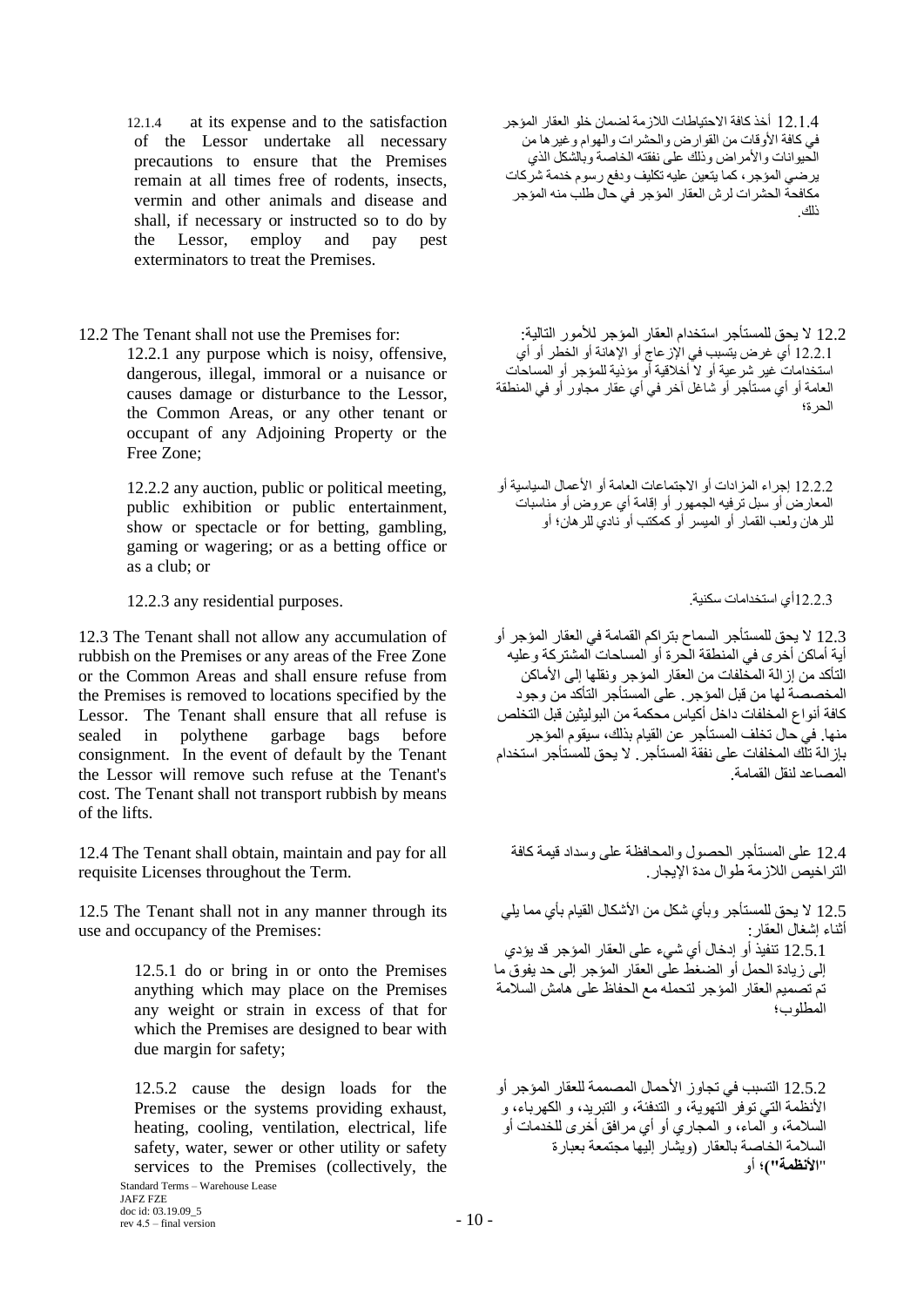12.1.4 at its expense and to the satisfaction of the Lessor undertake all necessary precautions to ensure that the Premises remain at all times free of rodents, insects, vermin and other animals and disease and shall, if necessary or instructed so to do by the Lessor, employ and pay pest exterminators to treat the Premises.

12.1.4 أخذ كافة الاحتياطات اللازمة لضمان خلو العقار المؤجر في كافة الأوقات من القوارض والحشرات والهوام وغيرها من الحيوانات والأمراض وذلك على نفقته الخاصة وبالشكل الذي يرضي المؤجر، كما يتعين عليه تكليف ودفع رسوم خدمة شركات مكافحة الحشرات لرش العقار المؤجر في حال طلب منه المؤجر ذلك.

12.2 The Tenant shall not use the Premises for:

12.2.1 any purpose which is noisy, offensive, dangerous, illegal, immoral or a nuisance or causes damage or disturbance to the Lessor, the Common Areas, or any other tenant or occupant of any Adjoining Property or the Free Zone;

12.2.2 any auction, public or political meeting, public exhibition or public entertainment, show or spectacle or for betting, gambling, gaming or wagering; or as a betting office or as a club; or

12.2.3 any residential purposes.

12.2 لا يحق للمستأجر استخدام العقار المؤجر للأمور التالية:

12.2.1 أي غرض يتسبب في الإزعاج أو الإهانة أو الخطر أو أي استخدامات غير شرعية أو لا أخلاقية أو مؤذية للمؤجر أو المساحات العامة أو أي مستأجر أو شاغل آخر في أي عقار مجاور أو في المنطقة الحرة؛

12.2.2 إجراء المزادات أو الاجتماعات العامة أو الأعمال السياسية أو المعارض أو سبل ترفيه الجمهور أو إقامة أي عروض أو مناسبات للرهان ولعب القمار أو الميسر أو كمكتب أو نادي للرهان؛ أو

12.2.3 أي استخدامات سكنية.

12.3 The Tenant shall not allow any accumulation of rubbish on the Premises or any areas of the Free Zone or the Common Areas and shall ensure refuse from the Premises is removed to locations specified by the Lessor. The Tenant shall ensure that all refuse is sealed in polythene garbage bags before consignment. In the event of default by the Tenant the Lessor will remove such refuse at the Tenant's cost. The Tenant shall not transport rubbish by means of the lifts.

12.3 لا يحق للمستأجر السماح بتراكم القمامة في العقار المؤجر أو أية أماكن أخرى في المنطقة الحرة أو المساحات المشتركة وعليه التأكد من إزالة المخلفات من العقار المؤجر ونقلها إلى الأماكن المخصصة لها من قبل المؤجر. على المستأجر التأكد من وجود كافة أنواع المخلفات داخل أكياس محكمة من البوليثين قبل التخلص منها. في حال تخلف المستأجر عن القيام بذلك، سيقوم المؤجر بإزالة تلك المخلفات على نفقة المستأجر. لا يحق للمستأجر استخدام المصاعد لنقل القمامة.

12.4 The Tenant shall obtain, maintain and pay for all requisite Licenses throughout the Term.

12.4 على المستأجر الحصول والمحافظة على وسداد قيمة كافة التراخيص اللازمة طوال مدة الإيجار.

12.5 The Tenant shall not in any manner through its use and occupancy of the Premises:

12.5.1 do or bring in or onto the Premises anything which may place on the Premises any weight or strain in excess of that for which the Premises are designed to bear with due margin for safety;

12.5.2 cause the design loads for the Premises or the systems providing exhaust, heating, cooling, ventilation, electrical, life safety, water, sewer or other utility or safety services to the Premises (collectively, the

12.5 لا يحق للمستأجر وبأي شكل من الأشكال القيام بأي مما يلي أثناء إشغال العقار:

12.5.1 تنفيذ أو إدخال أي شيء على العقار المؤجر قد يؤدي إلى زيادة الحمل أو الضغط على العقار المؤجر إلى حد يفوق ما تم تصميم العقار المؤجر لتحمله مع الحفاظ على هامش السلامة المطلوب؛

12.5.2 التسبب في تجاوز الأحمال المصممة للعقار المؤجر أو الأنظمة التي توفر التهوية، و التدفئة، و التبريد، و الكهرباء، و السلامة، و الماء، و المجاري أو أي مرافق أخرى للخدمات أو السلامة الخاصة بالعقار (ويشار إليها مجتمعة بعبارة **"الأنظمة"**)؛ أو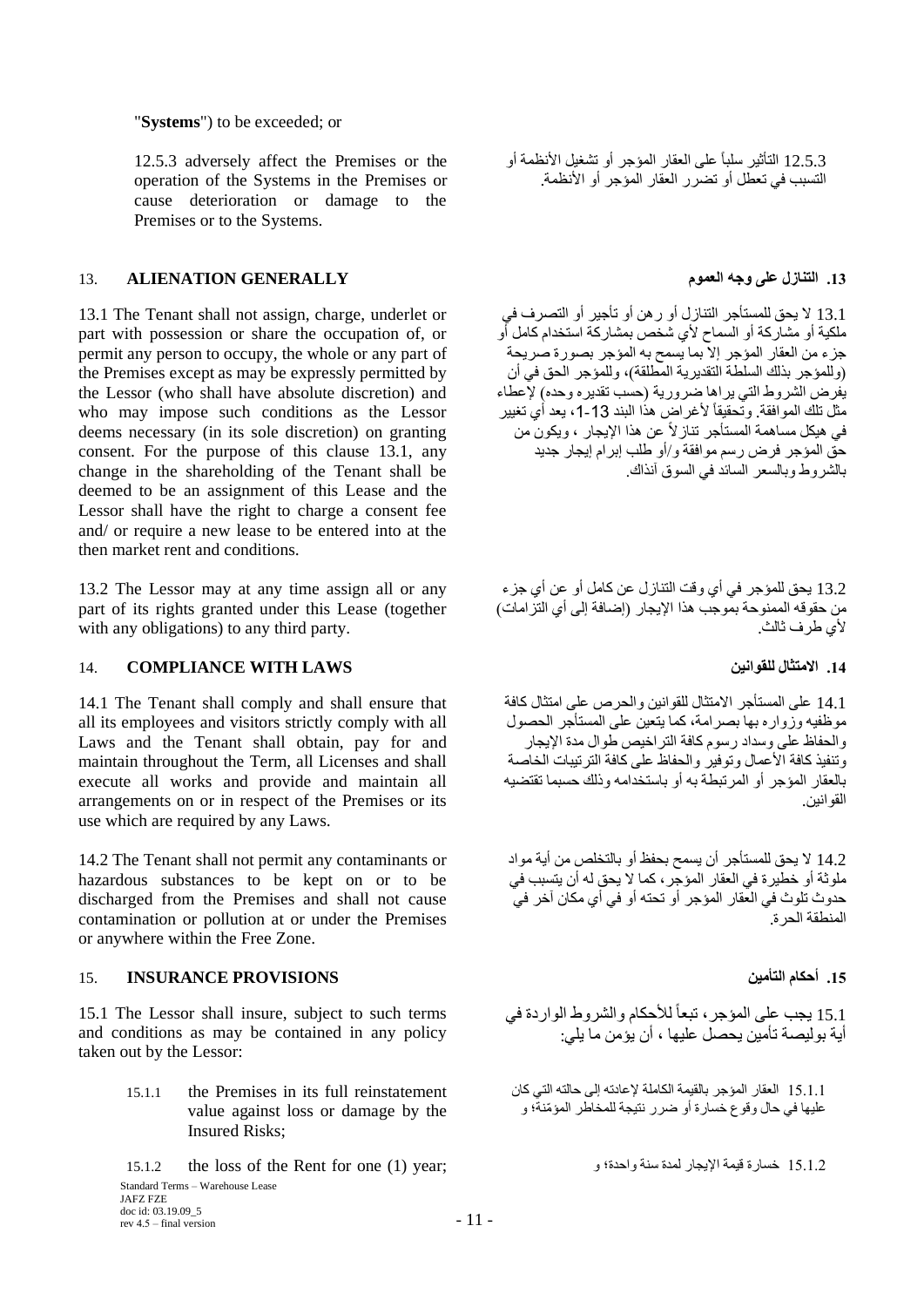"**Systems**") to be exceeded; or

12.5.3 adversely affect the Premises or the operation of the Systems in the Premises or cause deterioration or damage to the Premises or to the Systems.

12.5.3 التأثير سلباً على العقار المؤجر أو تشغيل الأنظمة أو التسبب في تعطل أو تضرر العقار المؤجر أو الأنظمة.

## 13. ALIENATION GENERALLY

## 13. التنازل على وجه العموم

13.1 The Tenant shall not assign, charge, underlet or part with possession or share the occupation of, or permit any person to occupy, the whole or any part of the Premises except as may be expressly permitted by the Lessor (who shall have absolute discretion) and who may impose such conditions as the Lessor deems necessary (in its sole discretion) on granting consent. For the purpose of this clause 13.1, any change in the shareholding of the Tenant shall be deemed to be an assignment of this Lease and the Lessor shall have the right to charge a consent fee and/ or require a new lease to be entered into at the then market rent and conditions.

13.1 لا يحق للمستأجر التنازل أو رهن أو تأجير أو التصرف في ملكية أو مشاركة أو السماح لأي شخص بمشاركة استخدام كامل أو جزء من العقار المؤجر إلا بما يسمح به المؤجر بصورة صريحة (وللمؤجر بذلك السلطة التقديرية المطلقة)، وللمؤجر الحق في أن يفرض الشروط التي يراها ضرورية (حسب تقديره وحده) لإعطاء مثل تلك الموافقة. وتحقيقاً لأغراض هذا البند 13-1، يعد أي تغيير في هيكل مساهمة المستأجر تنازلاً عن هذا الإيجار ، ويكون من حق المؤجر فرض رسم موافقة و/أو طلب إبرام إيجار جديد بالشروط وبالسعر السائد في السوق آنذاك.

13.2 The Lessor may at any time assign all or any part of its rights granted under this Lease (together with any obligations) to any third party.

13.2 يحق للمؤجر في أي وقت التنازل عن كامل أو عن أي جزء من حقوقه الممنوحة بموجب هذا الإيجار (إضافة إلى أي التزامات) لأي طرف ثالث.

## 14. COMPLIANCE WITH LAWS

## 14. الامتثال للقوانين

14.1 The Tenant shall comply and shall ensure that all its employees and visitors strictly comply with all Laws and the Tenant shall obtain, pay for and maintain throughout the Term, all Licenses and shall execute all works and provide and maintain all arrangements on or in respect of the Premises or its use which are required by any Laws.

14.1 على المستأجر الامتثال للقوانين والحرص على امتثال كافة موظفيه وزواره بها بصرامة، كما يتعين على المستأجر الحصول والحفاظ على وسداد رسوم كافة التراخيص طوال مدة الإيجار وتنفيذ كافة الأعمال وتوفير والحفاظ على كافة الترتيبات الخاصة بالعقار المؤجر أو المرتبطة به أو باستخدامه وذلك حسبما تقتضيه القوانين.

14.2 The Tenant shall not permit any contaminants or hazardous substances to be kept on or to be discharged from the Premises and shall not cause contamination or pollution at or under the Premises or anywhere within the Free Zone.

14.2 لا يحق للمستأجر أن يسمح بحفظ أو بالتخلص من أية مواد ملوثة أو خطيرة في العقار المؤجر، كما لا يحق له أن يتسبب في حدوث تلوث في العقار المؤجر أو تحته أو في أي مكان آخر في المنطقة الحرة.

## 15. INSURANCE PROVISIONS

## 15. أحكام التأمين

15.1 The Lessor shall insure, subject to such terms and conditions as may be contained in any policy taken out by the Lessor:

15.1 يجب على المؤجر، تبعاً للأحكام والشروط الواردة في أية بوليصة تأمين يحصل عليها ، أن يؤمن ما يلي:

15.1.1 the Premises in its full reinstatement value against loss or damage by the Insured Risks;

15.1.1 العقار المؤجر بالقيمة الكاملة لإعادته إلى حالته التي كان عليها في حال وقوع خسارة أو ضرر نتيجة للمخاطر المؤمّنة؛ و

15.1.2 the loss of the Rent for one (1) year;

15.1.2 خسارة قيمة الإيجار لمدة سنة واحدة؛ و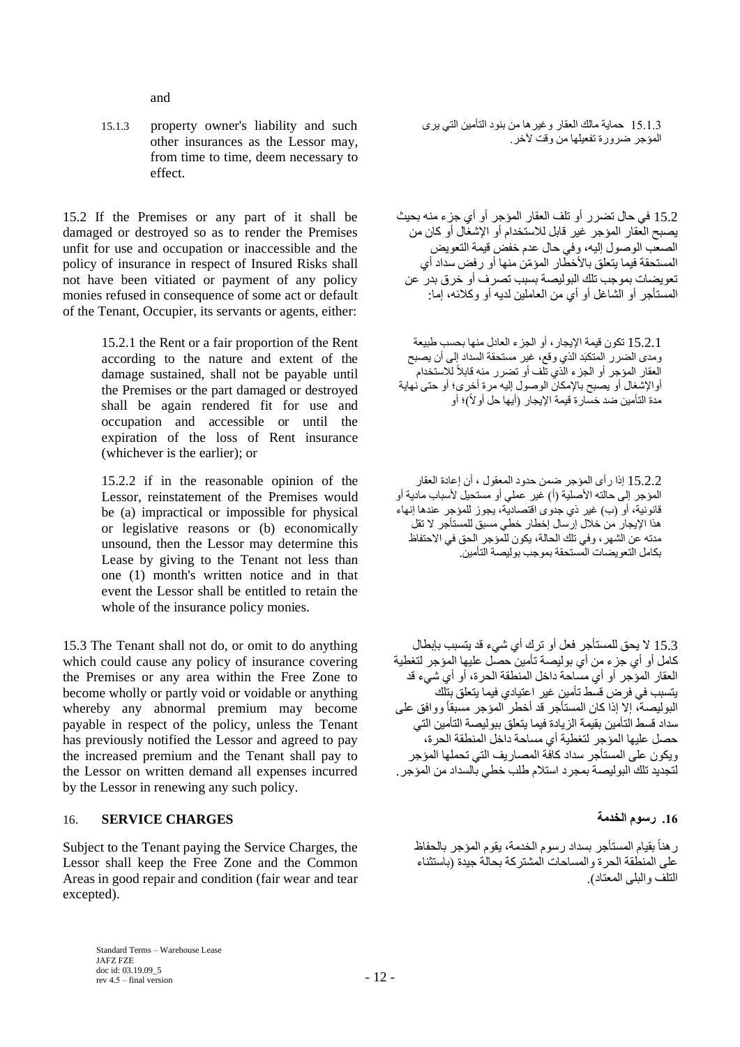and

15.1.3 property owner's liability and such other insurances as the Lessor may, from time to time, deem necessary to effect.

15.1.3 حماية مالك العقار وغيرها من بنود التأمين التي يرى المؤجر ضرورة تفعيلها من وقت لآخر.

15.2 If the Premises or any part of it shall be damaged or destroyed so as to render the Premises unfit for use and occupation or inaccessible and the policy of insurance in respect of Insured Risks shall not have been vitiated or payment of any policy monies refused in consequence of some act or default of the Tenant, Occupier, its servants or agents, either:

15.2 في حال تضرر أو تلف العقار المؤجر أو أي جزء منه بحيث يصبح العقار المؤجر غير قابل للاستخدام أو الإشغال أو كان من الصعب الوصول إليه، وفي حال عدم خفض قيمة التعويض المستحقة فيما يتعلق بالأخطار المؤمّن منها أو رفض سداد أي تعويضات بموجب تلك البوليصة بسبب تصرف أو خرق بدر عن المستأجر أو الشاغل أو أي من العاملين لديه أو وكلائه، إما:

15.2.1 the Rent or a fair proportion of the Rent according to the nature and extent of the damage sustained, shall not be payable until the Premises or the part damaged or destroyed shall be again rendered fit for use and occupation and accessible or until the expiration of the loss of Rent insurance (whichever is the earlier); or

15.2.1 تكون قيمة الإيجار، أو الجزء العادل منها بحسب طبيعة ومدى الضرر المتكبّد الذي وقع، غير مستحقة السداد إلى أن يصبح العقار المؤجر أو الجزء الذي تلف أو تضرر منه قابلاً للاستخدام أو الإشغال أو يصبح بالإمكان الوصول إليه مرة أخرى؛ أو حتى نهاية مدة التأمين ضد خسارة قيمة الإيجار (أيها حل أولاً)؛ أو

15.2.2 if in the reasonable opinion of the Lessor, reinstatement of the Premises would be (a) impractical or impossible for physical or legislative reasons or (b) economically unsound, then the Lessor may determine this Lease by giving to the Tenant not less than one (1) month's written notice and in that event the Lessor shall be entitled to retain the whole of the insurance policy monies.

15.2.2 إذا رأى المؤجر ضمن حدود المعقول ، أن إعادة العقار المؤجر إلى حالته الأصلية (أ) غير عملي أو مستحيل لأسباب مادية أو قانونية، أو (ب) غير ذي جدوى اقتصادية، يجوز للمؤجر عندها إنهاء هذا الإيجار من خلال إرسال إخطار خطي مسبق للمستأجر لا تقل مدته عن الشهر، وفي تلك الحالة، يكون للمؤجر الحق في الاحتفاظ بكامل التعويضات المستحقة بموجب بوليصة التأمين.

15.3 The Tenant shall not do, or omit to do anything which could cause any policy of insurance covering the Premises or any area within the Free Zone to become wholly or partly void or voidable or anything whereby any abnormal premium may become payable in respect of the policy, unless the Tenant has previously notified the Lessor and agreed to pay the increased premium and the Tenant shall pay to the Lessor on written demand all expenses incurred by the Lessor in renewing any such policy.

15.3 لا يحق للمستأجر فعل أو ترك أي شيء قد يتسبب بإبطال كامل أو أي جزء من أي بوليصة تأمين حصل عليها المؤجر لتغطية العقار المؤجر أو أي مساحة داخل المنطقة الحرة، أو أي شيء قد يتسبب في فرض قسط تأمين غير اعتيادي فيما يتعلق بتلك البوليصة، إلا إذا كان المستأجر قد أخطر المؤجر مسبقاً ووافق على سداد قسط التأمين بقيمة الزيادة فيما يتعلق ببوليصة التأمين التي حصل عليها المؤجر لتغطية أي مساحة داخل المنطقة الحرة، ويكون على المستأجر سداد كافة المصاريف التي تحملها المؤجر لتجديد تلك البوليصة بمجرد استلام طلب خطي بالسداد من المؤجر.

## 16. SERVICE CHARGES

## 16. رسوم الخدمة

Subject to the Tenant paying the Service Charges, the Lessor shall keep the Free Zone and the Common Areas in good repair and condition (fair wear and tear excepted).

رهناً بقيام المستأجر بسداد رسوم الخدمة، يقوم المؤجر بالحفاظ على المنطقة الحرة والمساحات المشتركة بحالة جيدة (باستثناء التلف والبلى المعتاد).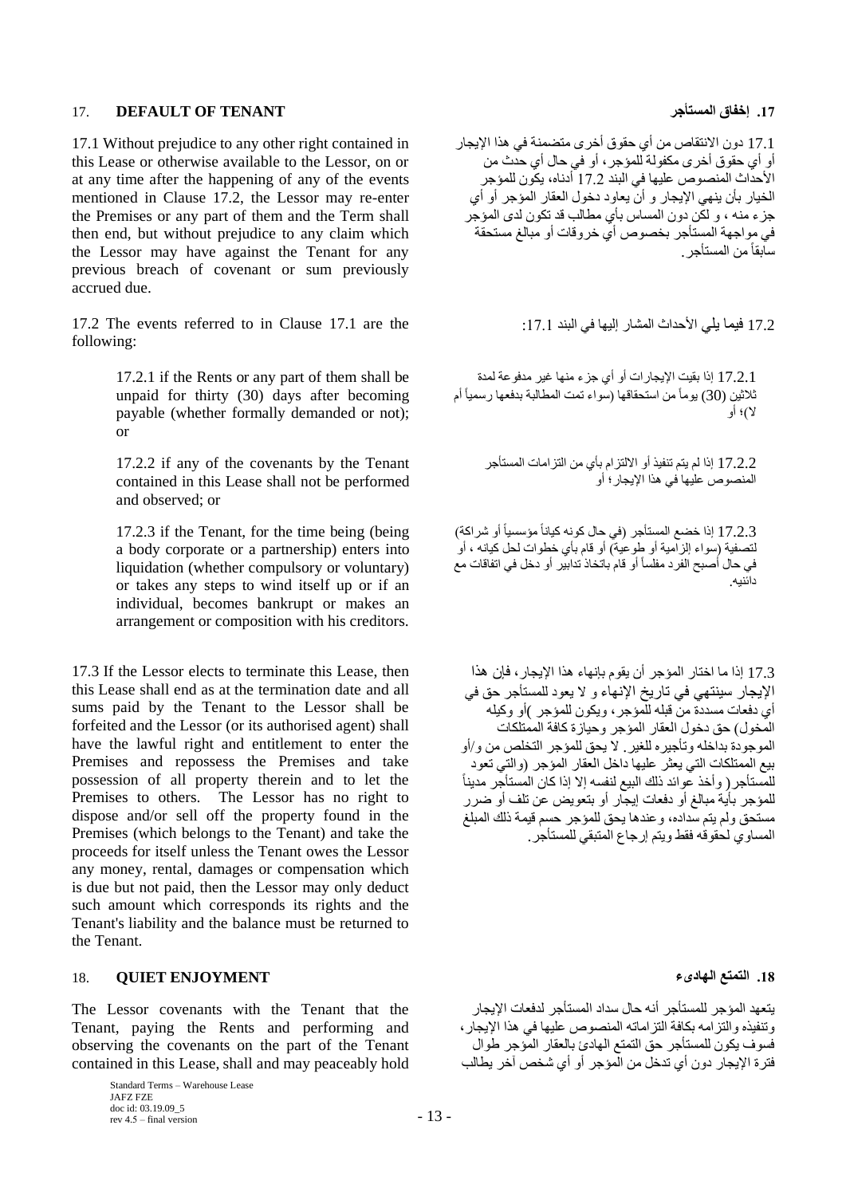## 17. DEFAULT OF TENANT

## 17. إخفاق المستأجر

17.1 Without prejudice to any other right contained in this Lease or otherwise available to the Lessor, on or at any time after the happening of any of the events mentioned in Clause 17.2, the Lessor may re-enter the Premises or any part of them and the Term shall then end, but without prejudice to any claim which the Lessor may have against the Tenant for any previous breach of covenant or sum previously accrued due.

17.1 دون الانتقاص من أي حقوق أخرى متضمنة في هذا الإيجار أو أي حقوق أخرى مكفولة للمؤجر، أو في حال أي حدث من الأحداث المنصوص عليها في البند 17.2 أدناه، يكون للمؤجر الخيار بأن ينهي الإيجار و أن يعاود دخول العقار المؤجر أو أي جزء منه ، و لكن دون المساس بأي مطالب قد تكون لدى المؤجر في مواجهة المستأجر بخصوص أي خروقات أو مبالغ مستحقة سابقاً من المستأجر.

17.2 The events referred to in Clause 17.1 are the following:

17.2 فيما يلي الأحداث المشار إليها في البند 17.1:

17.2.1 if the Rents or any part of them shall be unpaid for thirty (30) days after becoming payable (whether formally demanded or not); or

17.2.1 إذا بقيت الإيجارات أو أي جزء منها غير مدفوعة لمدة ثلاثين (30) يوماً من استحقاقها (سواء تمت المطالبة بدفعها رسمياً أم لا)؛ أو

17.2.2 if any of the covenants by the Tenant contained in this Lease shall not be performed and observed; or

17.2.2 إذا لم يتم تنفيذ أو الالتزام بأي من التزامات المستأجر المنصوص عليها في هذا الإيجار؛ أو

17.2.3 if the Tenant, for the time being (being a body corporate or a partnership) enters into liquidation (whether compulsory or voluntary) or takes any steps to wind itself up or if an individual, becomes bankrupt or makes an arrangement or composition with his creditors.

17.2.3 إذا خضع المستأجر (في حال كونه كياناً مؤسسياً أو شراكة) لتصفية (سواء إلزامية أو طوعية) أو قام بأي خطوات لحل كيانه ، أو في حال أصبح الفرد مفلساً أو قام باتخاذ تدابير أو دخل في اتفاقات مع دائنيه.

17.3 If the Lessor elects to terminate this Lease, then this Lease shall end as at the termination date and all sums paid by the Tenant to the Lessor shall be forfeited and the Lessor (or its authorised agent) shall have the lawful right and entitlement to enter the Premises and repossess the Premises and take possession of all property therein and to let the Premises to others. The Lessor has no right to dispose and/or sell off the property found in the Premises (which belongs to the Tenant) and take the proceeds for itself unless the Tenant owes the Lessor any money, rental, damages or compensation which is due but not paid, then the Lessor may only deduct such amount which corresponds its rights and the Tenant's liability and the balance must be returned to the Tenant.

17.3 إذا ما اختار المؤجر أن يقوم بإنهاء هذا الإيجار، فإن هذا الإيجار سينتهي في تاريخ الإنهاء و لا يعود للمستأجر حق في أي دفعات مسددة من قبله للمؤجر، ويكون للمؤجر )أو وكيله المخول) حق دخول العقار المؤجر وحيازة كافة الممتلكات الموجودة بداخله وتأجيره للغير. لا يحق للمؤجر التخلص من و/أو بيع الممتلكات التي يعثر عليها داخل العقار المؤجر (والتي تعود للمستأجر( وأخذ عوائد ذلك البيع لنفسه إلا إذا كان المستأجر مديناً للمؤجر بأية مبالغ أو دفعات إيجار أو بتعويض عن تلف أو ضرر مستحق ولم يتم سداده، وعندها يحق للمؤجر حسم قيمة ذلك المبلغ المساوي لحقوقه فقط ويتم إرجاع المتبقي للمستأجر.

## 18. QUIET ENJOYMENT

## 18. التمتع الهادىء

The Lessor covenants with the Tenant that the Tenant, paying the Rents and performing and observing the covenants on the part of the Tenant contained in this Lease, shall and may peaceably hold

يتعهد المؤجر للمستأجر أنه حال سداد المستأجر لدفعات الإيجار وتنفيذه والتزامه بكافة التزاماته المنصوص عليها في هذا الإيجار، فسوف يكون للمستأجر حق التمتع الهادئ بالعقار المؤجر طوال فترة الإيجار دون أي تدخل من المؤجر أو أي شخص آخر يطالب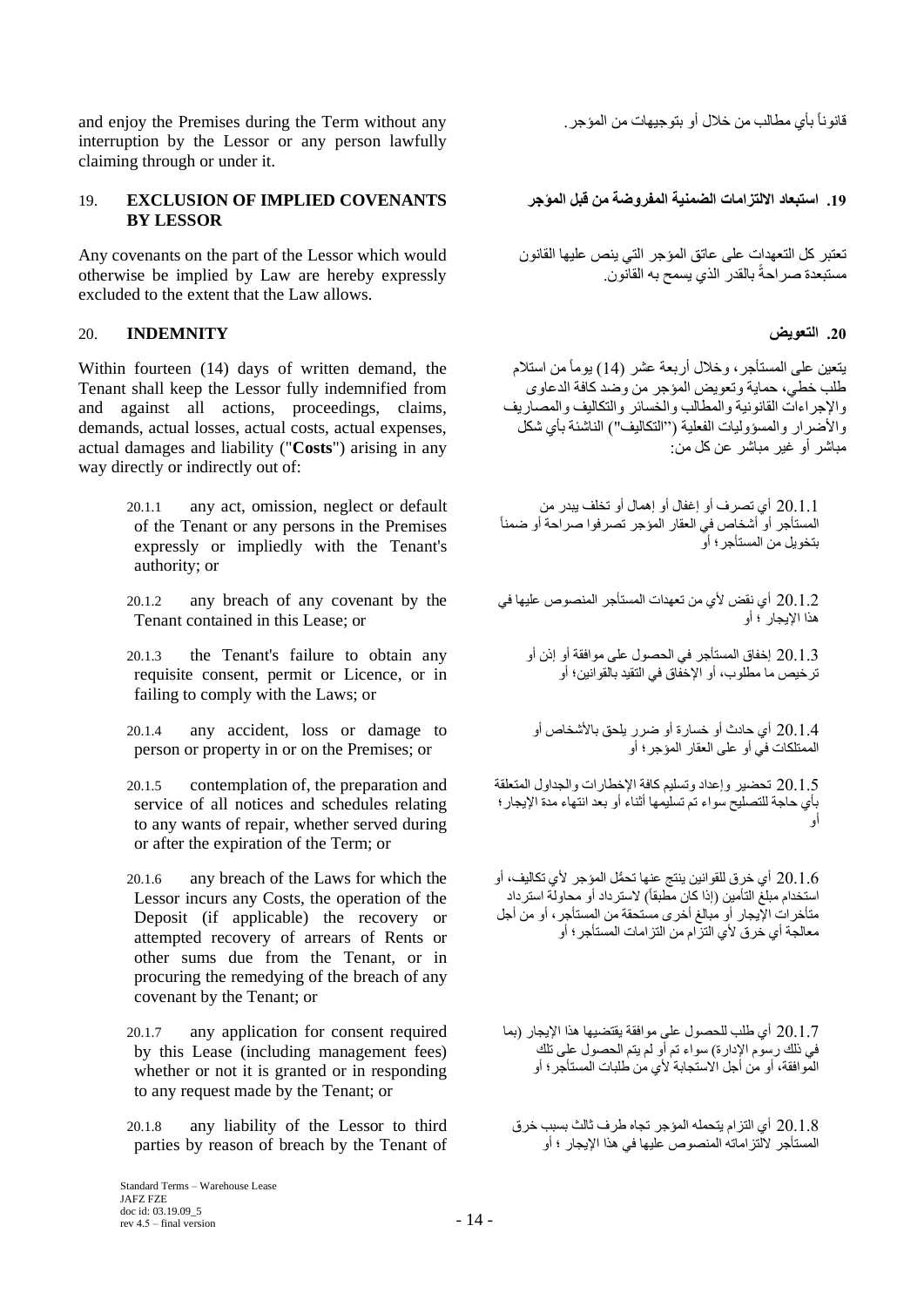and enjoy the Premises during the Term without any interruption by the Lessor or any person lawfully claiming through or under it.

قانوناً بأي مطالب من خلال أو بتوجيهات من المؤجر.

## 19. EXCLUSION OF IMPLIED COVENANTS BY LESSOR

## 19. استبعاد الالتزامات الضمنية المفروضة من قبل المؤجر

Any covenants on the part of the Lessor which would otherwise be implied by Law are hereby expressly excluded to the extent that the Law allows.

تعتبر كل التعهدات على عاتق المؤجر التي ينص عليها القانون مستبعدة صراحةً بالقدر الذي يسمح به القانون.

## 20. INDEMNITY

## 20. التعويض

Within fourteen (14) days of written demand, the Tenant shall keep the Lessor fully indemnified from and against all actions, proceedings, claims, demands, actual losses, actual costs, actual expenses, actual damages and liability ("**Costs**") arising in any way directly or indirectly out of:

يتعين على المستأجر، وخلال أربعة عشر (14) يوماً من استلام طلب خطي، حماية وتعويض المؤجر من وضد كافة الدعاوى والإجراءات القانونية والمطالب والخسائر والتكاليف والمصاريف والأضرار والمسؤوليات الفعلية ("التكاليف") الناشئة بأي شكل مباشر أو غير مباشر عن كل من:

20.1.1 any act, omission, neglect or default of the Tenant or any persons in the Premises expressly or impliedly with the Tenant's authority; or

20.1.1 أي تصرف أو إغفال أو إهمال أو تخلف يبدر من المستأجر أو أشخاص في العقار المؤجر تصرفوا صراحة أو ضمناً بتخويل من المستأجر؛ أو

20.1.2 any breach of any covenant by the Tenant contained in this Lease; or

20.1.2 أي نقض لأي من تعهدات المستأجر المنصوص عليها في هذا الإيجار ؛ أو

20.1.3 the Tenant's failure to obtain any requisite consent, permit or Licence, or in failing to comply with the Laws; or

20.1.3 إخفاق المستأجر في الحصول على موافقة أو إذن أو ترخيص ما مطلوب، أو الإخفاق في التقيد بالقوانين؛ أو

20.1.4 any accident, loss or damage to person or property in or on the Premises; or

20.1.4 أي حادث أو خسارة أو ضرر يلحق بالأشخاص أو الممتلكات في أو على العقار المؤجر؛ أو

20.1.5 contemplation of, the preparation and service of all notices and schedules relating to any wants of repair, whether served during or after the expiration of the Term; or

20.1.5 تحضير وإعداد وتسليم كافة الإخطارات والجداول المتعلقة بأي حاجة للتصليح سواء تم تسليمها أثناء أو بعد انتهاء مدة الإيجار؛ أو

20.1.6 any breach of the Laws for which the Lessor incurs any Costs, the operation of the Deposit (if applicable) the recovery or attempted recovery of arrears of Rents or other sums due from the Tenant, or in procuring the remedying of the breach of any covenant by the Tenant; or

20.1.6 أي خرق للقوانين ينتج عنها تحمُل المؤجر لأي تكاليف، أو استخدام مبلغ التأمين (إذا كان مطبقاً) لاسترداد أو محاولة استرداد متأخرات الإيجار أو مبالغ أخرى مستحقة من المستأجر، أو من أجل معالجة أي خرق لأي التزام من التزامات المستأجر؛ أو

20.1.7 any application for consent required by this Lease (including management fees) whether or not it is granted or in responding to any request made by the Tenant; or

20.1.7 أي طلب للحصول على موافقة يقتضيها هذا الإيجار (بما في ذلك رسوم الإدارة) سواء تم أو لم يتم الحصول على تلك الموافقة، أو من أجل الاستجابة لأي من طلبات المستأجر؛ أو

20.1.8 any liability of the Lessor to third parties by reason of breach by the Tenant of

20.1.8 أي التزام يتحمله المؤجر تجاه طرف ثالث بسبب خرق المستأجر لالتزاماته المنصوص عليها في هذا الإيجار ؛ أو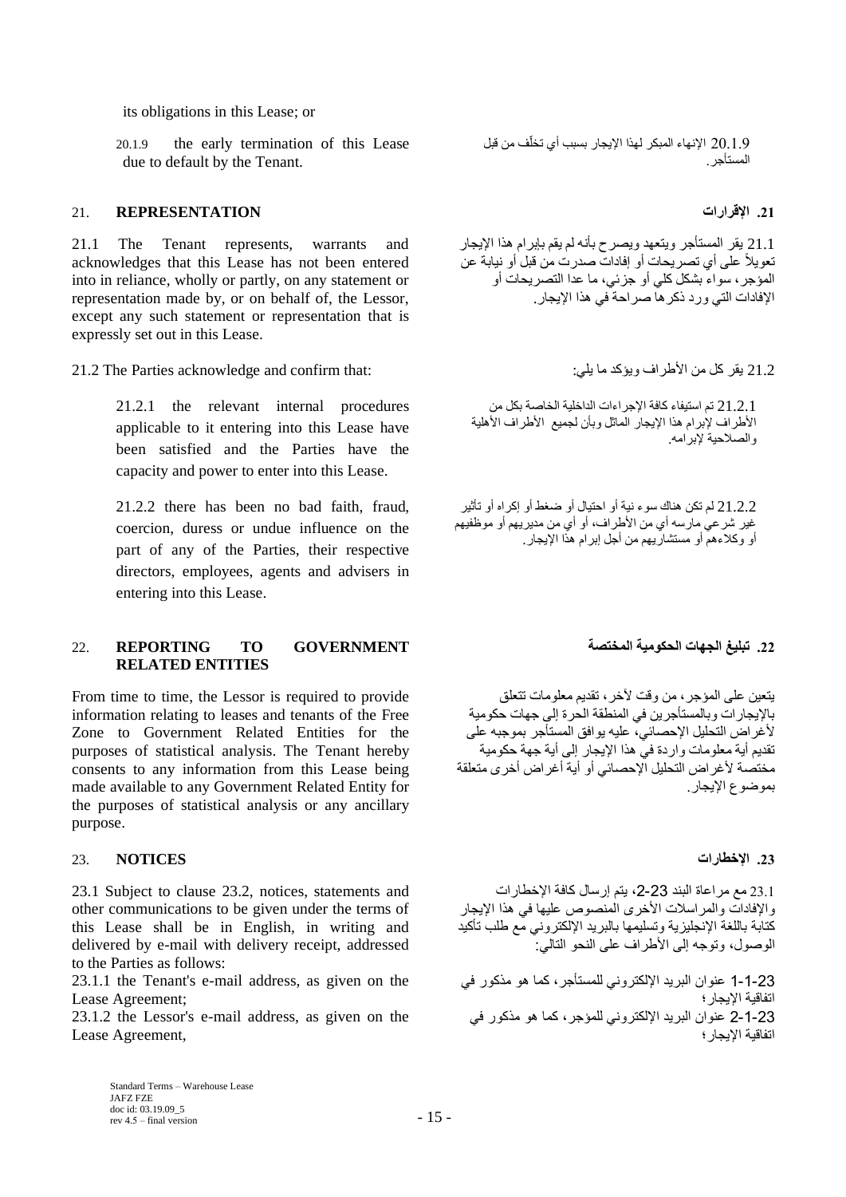its obligations in this Lease; or

20.1.9 the early termination of this Lease due to default by the Tenant.

20.1.9 الإنهاء المبكر لهذا الإيجار بسبب أي تخلّف من قبل المستأجر.

## 21. REPRESENTATION

## 21. الإقرارات

21.1 The Tenant represents, warrants and acknowledges that this Lease has not been entered into in reliance, wholly or partly, on any statement or representation made by, or on behalf of, the Lessor, except any such statement or representation that is expressly set out in this Lease.

21.1 يقر المستأجر ويتعهد ويصرح بأنه لم يقم بإبرام هذا الإيجار تعويلاً على أي تصريحات أو إفادات صدرت من قبل أو نيابة عن المؤجر، سواء بشكل كلي أو جزئي، ما عدا التصريحات أو الإفادات التي ورد ذكرها صراحة في هذا الإيجار.

21.2 The Parties acknowledge and confirm that:

21.2 يقر كل من الأطراف ويؤكد ما يلي:

21.2.1 the relevant internal procedures applicable to it entering into this Lease have been satisfied and the Parties have the capacity and power to enter into this Lease.

21.2.1 تم استيفاء كافة الإجراءات الداخلية الخاصة بكل من الأطراف لإبرام هذا الإيجار الماثل وبأن لجميع الأطراف الأهلية والصلاحية لإبرامه.

21.2.2 there has been no bad faith, fraud, coercion, duress or undue influence on the part of any of the Parties, their respective directors, employees, agents and advisers in entering into this Lease.

21.2.2 لم تكن هناك سوء نية أو احتيال أو ضغط أو إكراه أو تأثير غير شرعي مارسه أي من الأطراف، أو أي من مديريهم أو موظفيهم أو وكلاءهم أو مستشاريهم من أجل إبرام هذا الإيجار.

## 22. REPORTING TO GOVERNMENT RELATED ENTITIES

## 22. تبليغ الجهات الحكومية المختصة

From time to time, the Lessor is required to provide information relating to leases and tenants of the Free Zone to Government Related Entities for the purposes of statistical analysis. The Tenant hereby consents to any information from this Lease being made available to any Government Related Entity for the purposes of statistical analysis or any ancillary purpose.

يتعين على المؤجر، من وقت لآخر، تقديم معلومات تتعلق بالإيجارات وبالمستأجرين في المنطقة الحرة إلى جهات حكومية لأغراض التحليل الإحصائي، عليه يوافق المستأجر بموجبه على تقديم أية معلومات واردة في هذا الإيجار إلى أية جهة حكومية مختصة لأغراض التحليل الإحصائي أو أية أغراض أخرى متعلقة بموضوع الإيجار.

## 23. NOTICES

## 23. الإخطارات

23.1 Subject to clause 23.2, notices, statements and other communications to be given under the terms of this Lease shall be in English, in writing and delivered by e-mail with delivery receipt, addressed to the Parties as follows:

23.1 مع مراعاة البند 23-2، يتم إرسال كافة الإخطارات والإفادات والمراسلات الأخرى المنصوص عليها في هذا الإيجار كتابة باللغة الإنجليزية وتسليمها بالبريد الإلكتروني مع طلب تأكيد الوصول، وتوجه إلى الأطراف على النحو التالي:

23.1.1 the Tenant's e-mail address, as given on the Lease Agreement;

23-1-1 عنوان البريد الإلكتروني للمستأجر، كما هو مذكور في اتفاقية الإيجار؛

23.1.2 the Lessor's e-mail address, as given on the Lease Agreement,

23-1-2 عنوان البريد الإلكتروني للمؤجر، كما هو مذكور في اتفاقية الإيجار؛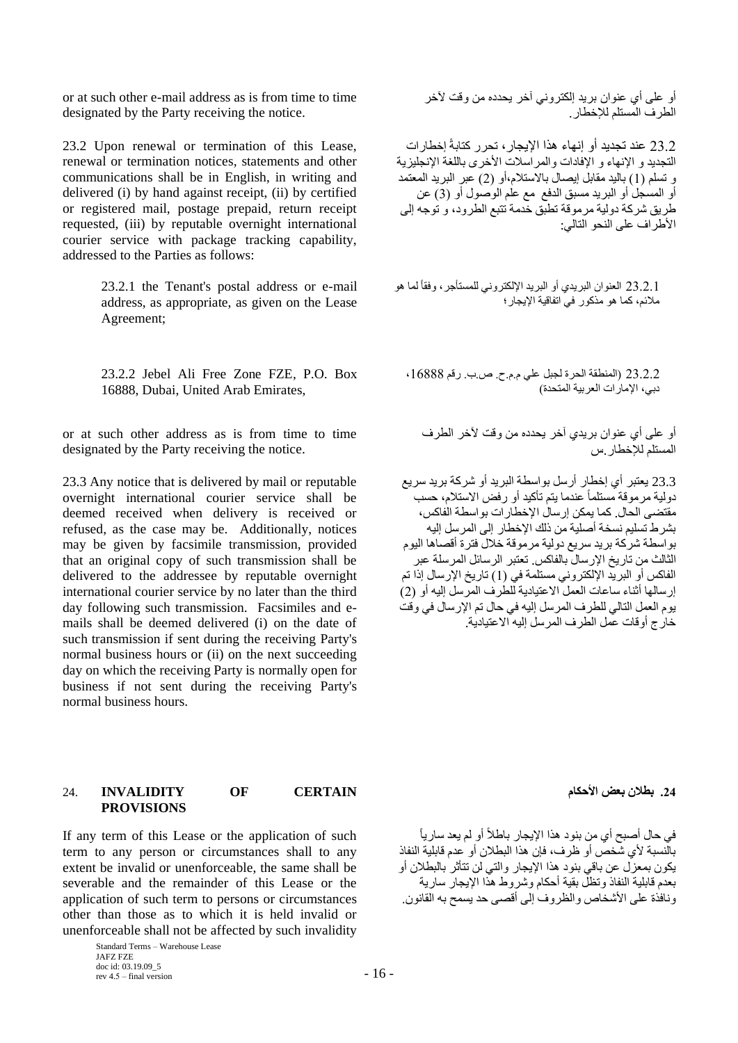or at such other e-mail address as is from time to time designated by the Party receiving the notice.

أو على أي عنوان بريد إلكتروني آخر يحدده من وقت لآخر الطرف المستلم للإخطار.

23.2 Upon renewal or termination of this Lease, renewal or termination notices, statements and other communications shall be in English, in writing and delivered (i) by hand against receipt, (ii) by certified or registered mail, postage prepaid, return receipt requested, (iii) by reputable overnight international courier service with package tracking capability, addressed to the Parties as follows:

23.2 عند تجديد أو إنهاء هذا الإيجار، تحرر كتابةً إخطارات التجديد و الإنهاء والإفادات والمراسلات الأخرى باللغة الإنجليزية و تسلم (1) باليد مقابل إيصال بالاستلام،أو (2) عبر البريد المعتمد أو المسجل أو البريد مسبق الدفع مع علم الوصول أو (3) عن طريق شركة دولية مرموقة تطبق خدمة تتبع الطرود، و توجه إلى الأطراف على النحو التالي:

> 23.2.1 the Tenant's postal address or e-mail address, as appropriate, as given on the Lease Agreement;

> 23.2.1 العنوان البريدي أو البريد الإلكتروني للمستأجر، وفقاً لما هو ملائم، كما هو مذكور في اتفاقية الإيجار؛

> 23.2.2 Jebel Ali Free Zone FZE, P.O. Box 16888, Dubai, United Arab Emirates,

> 23.2.2 (المنطقة الحرة لجبل علي م.م.ح. ص.ب. رقم 16888، دبي، الإمارات العربية المتحدة)

or at such other address as is from time to time designated by the Party receiving the notice.

أو على أي عنوان بريدي آخر يحدده من وقت لآخر الطرف المستلم للإخطار.س

23.3 Any notice that is delivered by mail or reputable overnight international courier service shall be deemed received when delivery is received or refused, as the case may be. Additionally, notices may be given by facsimile transmission, provided that an original copy of such transmission shall be delivered to the addressee by reputable overnight international courier service by no later than the third day following such transmission. Facsimiles and e-mails shall be deemed delivered (i) on the date of such transmission if sent during the receiving Party's normal business hours or (ii) on the next succeeding day on which the receiving Party is normally open for business if not sent during the receiving Party's normal business hours.

23.3 يعتبر أي إخطار أرسل بواسطة البريد أو شركة بريد سريع دولية مرموقة مستلماً عندما يتم تأكيد أو رفض الاستلام، حسب مقتضى الحال. كما يمكن إرسال الإخطارات بواسطة الفاكس، بشرط تسليم نسخة أصلية من ذلك الإخطار إلى المرسل إليه بواسطة شركة بريد سريع دولية مرموقة خلال فترة أقصاها اليوم الثالث من تاريخ الإرسال بالفاكس. تعتبر الرسائل المرسلة عبر الفاكس أو البريد الإلكتروني مستلمة في (1) تاريخ الإرسال إذا تم إرسالها أثناء ساعات العمل الاعتيادية للطرف المرسل إليه أو (2) يوم العمل التالي للطرف المرسل إليه في حال تم الإرسال في وقت خارج أوقات عمل الطرف المرسل إليه الاعتيادية.

## 24. INVALIDITY OF CERTAIN PROVISIONS

## 24. بطلان بعض الأحكام

If any term of this Lease or the application of such term to any person or circumstances shall to any extent be invalid or unenforceable, the same shall be severable and the remainder of this Lease or the application of such term to persons or circumstances other than those as to which it is held invalid or unenforceable shall not be affected by such invalidity

في حال أصبح أي من بنود هذا الإيجار باطلاً أو لم يعد سارياً بالنسبة لأي شخص أو ظرف، فإن هذا البطلان أو عدم قابلية النفاذ يكون بمعزل عن باقي بنود هذا الإيجار والتي لن تتأثر بالبطلان أو بعدم قابلية النفاذ وتظل بقية أحكام وشروط هذا الإيجار سارية ونافذة على الأشخاص والظروف إلى أقصى حد يسمح به القانون.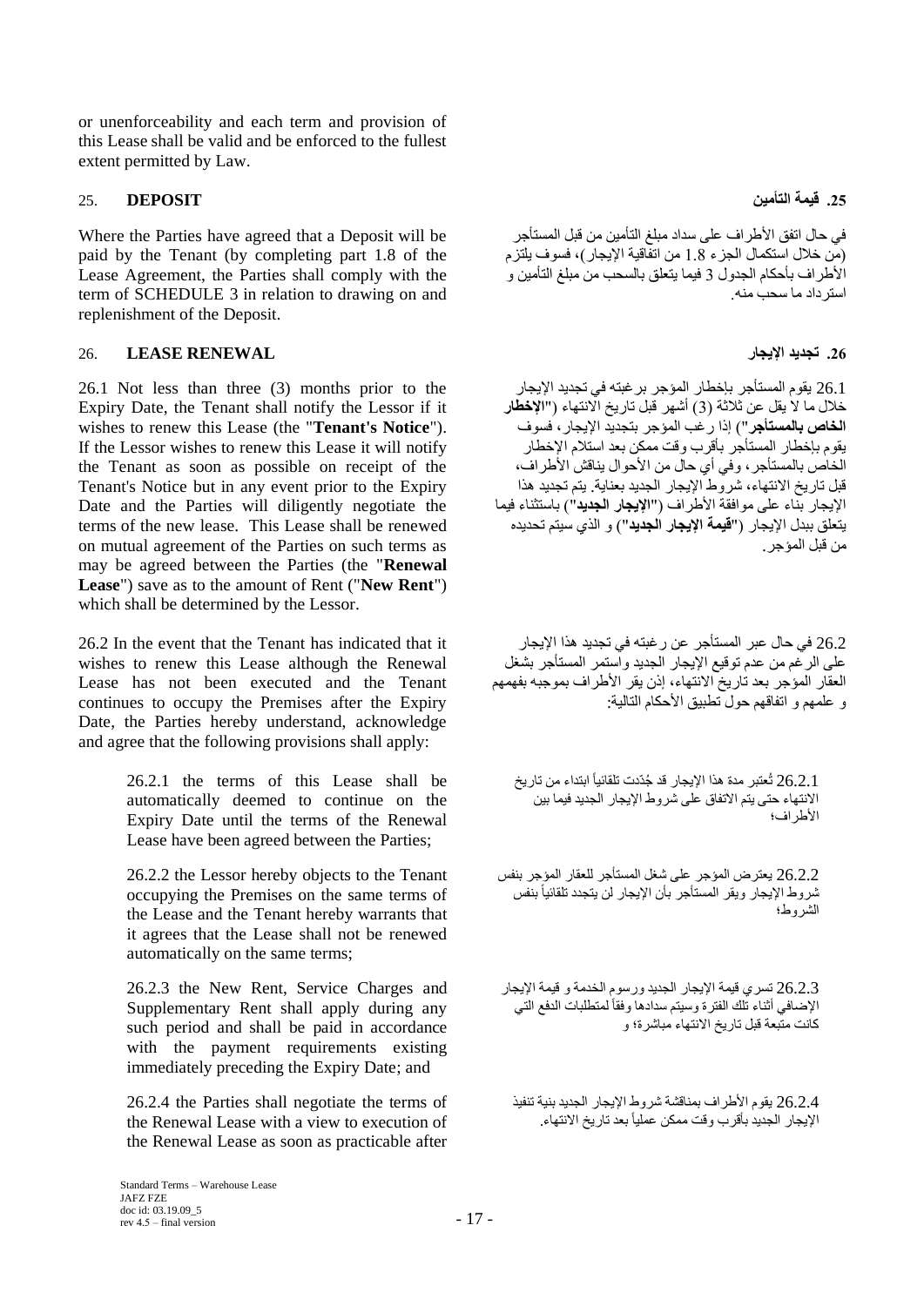or unenforceability and each term and provision of this Lease shall be valid and be enforced to the fullest extent permitted by Law.

## 25. DEPOSIT

## .25 قيمة التأمين

Where the Parties have agreed that a Deposit will be paid by the Tenant (by completing part 1.8 of the Lease Agreement, the Parties shall comply with the term of SCHEDULE 3 in relation to drawing on and replenishment of the Deposit.

في حال اتفق الأطراف على سداد مبلغ التأمين من قبل المستأجر (من خلال استكمال الجزء 1.8 من اتفاقية الإيجار)، فسوف يلتزم الأطراف بأحكام الجدول 3 فيما يتعلق بالسحب من مبلغ التأمين و استرداد ما سحب منه.

## 26. LEASE RENEWAL

## .26 تجديد الإيجار

26.1 Not less than three (3) months prior to the Expiry Date, the Tenant shall notify the Lessor if it wishes to renew this Lease (the "**Tenant's Notice**"). If the Lessor wishes to renew this Lease it will notify the Tenant as soon as possible on receipt of the Tenant's Notice but in any event prior to the Expiry Date and the Parties will diligently negotiate the terms of the new lease. This Lease shall be renewed on mutual agreement of the Parties on such terms as may be agreed between the Parties (the "**Renewal Lease**") save as to the amount of Rent ("**New Rent**") which shall be determined by the Lessor.

26.1 يقوم المستأجر بإخطار المؤجر برغبته في تجديد الإيجار خلال ما لا يقل عن ثلاثة (3) أشهر قبل تاريخ الانتهاء ("**الإخطار الخاص بالمستأجر**") إذا رغب المؤجر بتجديد الإيجار، فسوف يقوم بإخطار المستأجر بأقرب وقت ممكن بعد استلام الإخطار الخاص بالمستأجر، وفي أي حال من الأحوال يناقش الأطراف، قبل تاريخ الانتهاء، شروط الإيجار الجديد بعناية. يتم تجديد هذا الإيجار بناء على موافقة الأطراف ("**الإيجار الجديد**") باستثناء فيما يتعلق ببدل الإيجار ("**قيمة الإيجار الجديد**") و الذي سيتم تحديده من قبل المؤجر.

26.2 In the event that the Tenant has indicated that it wishes to renew this Lease although the Renewal Lease has not been executed and the Tenant continues to occupy the Premises after the Expiry Date, the Parties hereby understand, acknowledge and agree that the following provisions shall apply:

26.2 في حال عبر المستأجر عن رغبته في تجديد هذا الإيجار على الرغم من عدم توقيع الإيجار الجديد واستمر المستأجر بشغل العقار المؤجر بعد تاريخ الانتهاء، إذن يقر الأطراف بموجبه بفهمهم و علمهم و اتفاقهم حول تطبيق الأحكام التالية:

> 26.2.1 the terms of this Lease shall be automatically deemed to continue on the Expiry Date until the terms of the Renewal Lease have been agreed between the Parties;

> 26.2.1 تُعتبر مدة هذا الإيجار قد جُدّدت تلقائياً ابتداء من تاريخ الانتهاء حتى يتم الاتفاق على شروط الإيجار الجديد فيما بين الأطراف؛

> 26.2.2 the Lessor hereby objects to the Tenant occupying the Premises on the same terms of the Lease and the Tenant hereby warrants that it agrees that the Lease shall not be renewed automatically on the same terms;

> 26.2.2 يعترض المؤجر على شغل المستأجر للعقار المؤجر بنفس شروط الإيجار ويقر المستأجر بأن الإيجار لن يتجدد تلقائياً بنفس الشروط؛

> 26.2.3 the New Rent, Service Charges and Supplementary Rent shall apply during any such period and shall be paid in accordance with the payment requirements existing immediately preceding the Expiry Date; and

> 26.2.3 تسري قيمة الإيجار الجديد ورسوم الخدمة و قيمة الإيجار الإضافي أثناء تلك الفترة وسيتم سدادها وفقاً لمتطلبات الدفع التي كانت متبعة قبل تاريخ الانتهاء مباشرة؛ و

> 26.2.4 the Parties shall negotiate the terms of the Renewal Lease with a view to execution of the Renewal Lease as soon as practicable after

> 26.2.4 يقوم الأطراف بمناقشة شروط الإيجار الجديد بنية تنفيذ الإيجار الجديد بأقرب وقت ممكن عملياً بعد تاريخ الانتهاء.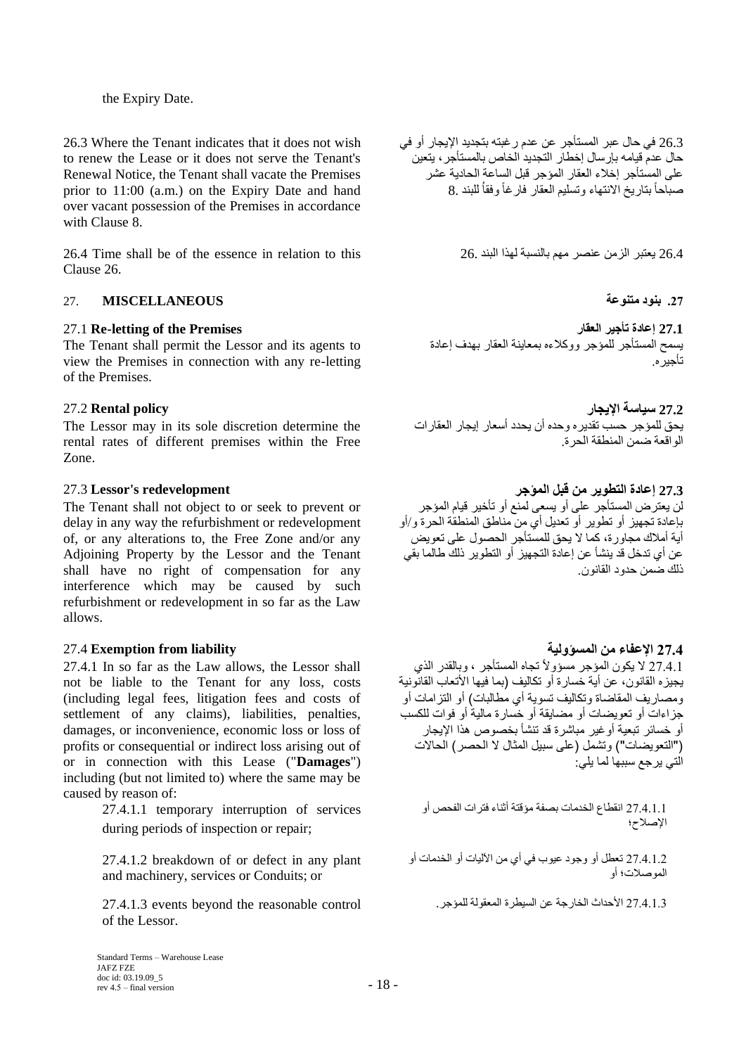the Expiry Date.

26.3 Where the Tenant indicates that it does not wish to renew the Lease or it does not serve the Tenant's Renewal Notice, the Tenant shall vacate the Premises prior to 11:00 (a.m.) on the Expiry Date and hand over vacant possession of the Premises in accordance with Clause 8.

26.3 في حال عبر المستأجر عن عدم رغبته بتجديد الإيجار أو في حال عدم قيامه بإرسال إخطار التجديد الخاص بالمستأجر، يتعين على المستأجر إخلاء العقار المؤجر قبل الساعة الحادية عشر صباحاً بتاريخ الانتهاء وتسليم العقار فارغاً وفقاً للبند 8.

26.4 Time shall be of the essence in relation to this Clause 26.

26.4 يعتبر الزمن عنصر مهم بالنسبة لهذا البند 26.

## 27. MISCELLANEOUS

## 27. بنود متنوعة

**27.1 Re-letting of the Premises**

The Tenant shall permit the Lessor and its agents to view the Premises in connection with any re-letting of the Premises.

**27.1 إعادة تأجير العقار**

يسمح المستأجر للمؤجر ووكلاءه بمعاينة العقار بهدف إعادة تأجيره.

**27.2 Rental policy**

The Lessor may in its sole discretion determine the rental rates of different premises within the Free Zone.

**27.2 سياسة الإيجار**

يحق للمؤجر حسب تقديره وحده أن يحدد أسعار إيجار العقارات الواقعة ضمن المنطقة الحرة.

**27.3 Lessor's redevelopment**

The Tenant shall not object to or seek to prevent or delay in any way the refurbishment or redevelopment of, or any alterations to, the Free Zone and/or any Adjoining Property by the Lessor and the Tenant shall have no right of compensation for any interference which may be caused by such refurbishment or redevelopment in so far as the Law allows.

**27.3 إعادة التطوير من قبل المؤجر**

لن يعترض المستأجر على أو يسعى لمنع أو تأخير قيام المؤجر بإعادة تجهيز أو تطوير أو تعديل أي من مناطق المنطقة الحرة و/أو أية أملاك مجاورة، كما لا يحق للمستأجر الحصول على تعويض عن أي تدخل قد ينشأ عن إعادة التجهيز أو التطوير ذلك طالما بقي ذلك ضمن حدود القانون.

**27.4 Exemption from liability**

27.4.1 In so far as the Law allows, the Lessor shall not be liable to the Tenant for any loss, costs (including legal fees, litigation fees and costs of settlement of any claims), liabilities, penalties, damages, or inconvenience, economic loss or loss of profits or consequential or indirect loss arising out of or in connection with this Lease ("**Damages**") including (but not limited to) where the same may be caused by reason of:

> 27.4.1.1 temporary interruption of services during periods of inspection or repair;
>
> 27.4.1.2 breakdown of or defect in any plant and machinery, services or Conduits; or
>
> 27.4.1.3 events beyond the reasonable control of the Lessor.

**27.4 الإعفاء من المسؤولية**

27.4.1 لا يكون المؤجر مسؤولاً تجاه المستأجر ، وبالقدر الذي يجيزه القانون، عن أية خسارة أو تكاليف (بما فيها الأتعاب القانونية ومصاريف المقاضاة وتكاليف تسوية أي مطالبات) أو التزامات أو جزاءات أو تعويضات أو مضايقة أو خسارة مالية أو فوات للكسب أو خسائر تبعية أو غير مباشرة قد تنشأ بخصوص هذا الإيجار ("التعويضات") وتشمل (على سبيل المثال لا الحصر) الحالات التي يرجع سببها لما يلي:

> 27.4.1.1 انقطاع الخدمات بصفة مؤقتة أثناء فترات الفحص أو الإصلاح؛
>
> 27.4.1.2 تعطل أو وجود عيوب في أي من الآليات أو الخدمات أو الموصلات؛ أو
>
> 27.4.1.3 الأحداث الخارجة عن السيطرة المعقولة للمؤجر.

Standard Terms – Warehouse Lease
JAFZ FZE
doc id: 03.19.09_5
rev 4.5 – final version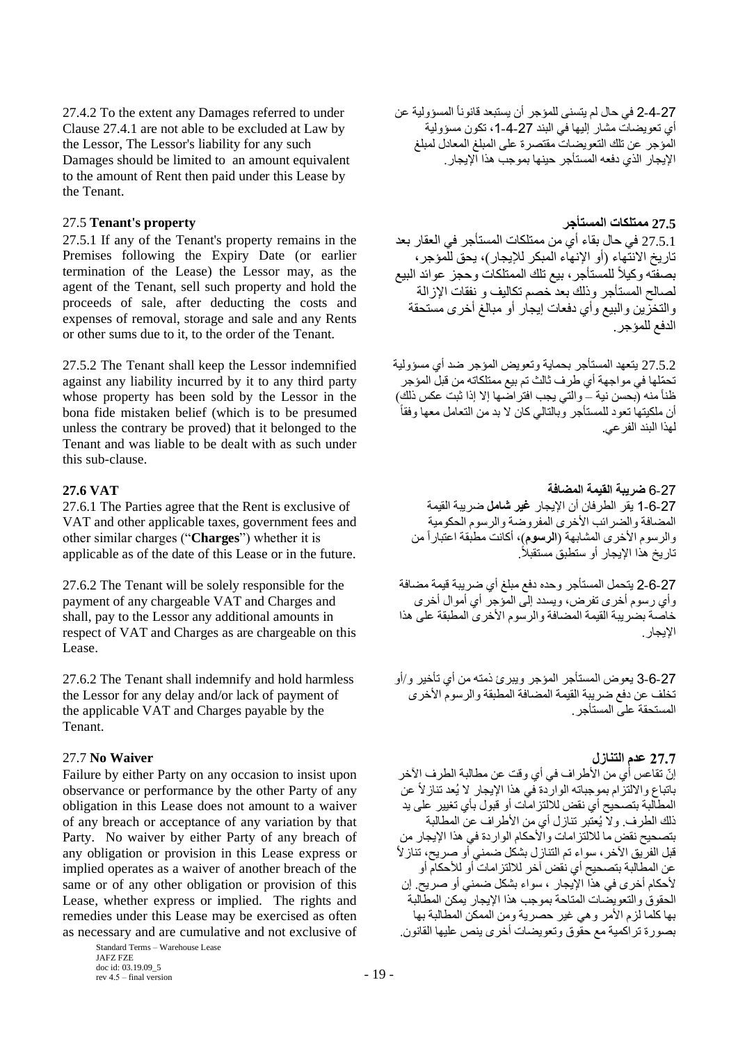27.4.2 To the extent any Damages referred to under Clause 27.4.1 are not able to be excluded at Law by the Lessor, The Lessor's liability for any such Damages should be limited to an amount equivalent to the amount of Rent then paid under this Lease by the Tenant.

27-4-2 في حال لم يتسنى للمؤجر أن يستبعد قانوناً المسؤولية عن أي تعويضات مشار إليها في البند 27-4-1، تكون مسؤولية المؤجر عن تلك التعويضات مقتصرة على المبلغ المعادل لمبلغ الإيجار الذي دفعه المستأجر حينها بموجب هذا الإيجار.

### 27.5 **Tenant's property**

### **27.5 ممتلكات المستأجر**

27.5.1 If any of the Tenant's property remains in the Premises following the Expiry Date (or earlier termination of the Lease) the Lessor may, as the agent of the Tenant, sell such property and hold the proceeds of sale, after deducting the costs and expenses of removal, storage and sale and any Rents or other sums due to it, to the order of the Tenant.

27.5.1 في حال بقاء أي من ممتلكات المستأجر في العقار بعد تاريخ الانتهاء (أو الإنهاء المبكر للإيجار)، يحق للمؤجر، بصفته وكيلاً للمستأجر، بيع تلك الممتلكات وحجز عوائد البيع لصالح المستأجر وذلك بعد خصم تكاليف و نفقات الإزالة والتخزين والبيع وأي دفعات إيجار أو مبالغ أخرى مستحقة الدفع للمؤجر.

27.5.2 The Tenant shall keep the Lessor indemnified against any liability incurred by it to any third party whose property has been sold by the Lessor in the bona fide mistaken belief (which is to be presumed unless the contrary be proved) that it belonged to the Tenant and was liable to be dealt with as such under this sub-clause.

27.5.2 يتعهد المستأجر بحماية وتعويض المؤجر ضد أي مسؤولية تحمّلها في مواجهة أي طرف ثالث تم بيع ممتلكاته من قبل المؤجر ظناً منه (بحسن نية – والتي يجب افتراضها إلا إذا ثبت عكس ذلك) أن ملكيتها تعود للمستأجر وبالتالي كان لا بد من التعامل معها وفقاً لهذا البند الفرعي.

### **27.6 VAT**

### 27-6 **ضريبة القيمة المضافة**

27.6.1 The Parties agree that the Rent is exclusive of VAT and other applicable taxes, government fees and other similar charges ("**Charges**") whether it is applicable as of the date of this Lease or in the future.

27-6-1 يقر الطرفان أن الإيجار **غير شامل** ضريبة القيمة المضافة والضرائب الأخرى المفروضة والرسوم الحكومية والرسوم الأخرى المشابهة (**الرسوم**)، أكانت مطبقة اعتباراً من تاريخ هذا الإيجار أو ستطبق مستقبلاً.

27.6.2 The Tenant will be solely responsible for the payment of any chargeable VAT and Charges and shall, pay to the Lessor any additional amounts in respect of VAT and Charges as are chargeable on this Lease.

27-6-2 يتحمل المستأجر وحده دفع مبلغ أي ضريبة قيمة مضافة وأي رسوم أخرى تفرض، ويسدد إلى المؤجر أي أموال أخرى خاصة بضريبة القيمة المضافة والرسوم الأخرى المطبقة على هذا الإيجار.

27.6.2 The Tenant shall indemnify and hold harmless the Lessor for any delay and/or lack of payment of the applicable VAT and Charges payable by the Tenant.

27-6-3 يعوض المستأجر المؤجر ويبرئ ذمته من أي تأخير و/أو تخلف عن دفع ضريبة القيمة المضافة المطبقة والرسوم الأخرى المستحقة على المستأجر.

### 27.7 **No Waiver**

### **27.7 عدم التنازل**

Failure by either Party on any occasion to insist upon observance or performance by the other Party of any obligation in this Lease does not amount to a waiver of any breach or acceptance of any variation by that Party. No waiver by either Party of any breach of any obligation or provision in this Lease express or implied operates as a waiver of another breach of the same or of any other obligation or provision of this Lease, whether express or implied. The rights and remedies under this Lease may be exercised as often as necessary and are cumulative and not exclusive of

إنّ تقاعس أي من الأطراف في أي وقت عن مطالبة الطرف الآخر باتباع والالتزام بموجباته الواردة في هذا الإيجار لا يُعد تنازلاً عن المطالبة بتصحيح أي نقض للالتزامات أو قبول بأي تغيير على يد ذلك الطرف. ولا يُعتبر تنازل أي من الأطراف عن المطالبة بتصحيح نقض ما للالتزامات والأحكام الواردة في هذا الإيجار من قبل الفريق الآخر، سواء تم التنازل بشكل ضمني أو صريح، تنازلاً عن المطالبة بتصحيح أي نقض آخر للالتزامات أو للأحكام أو لأحكام أخرى في هذا الإيجار ، سواء بشكل ضمني أو صريح. إن الحقوق والتعويضات المتاحة بموجب هذا الإيجار يمكن المطالبة بها كلما لزم الأمر وهي غير حصرية ومن الممكن المطالبة بها بصورة تراكمية مع حقوق وتعويضات أخرى ينص عليها القانون.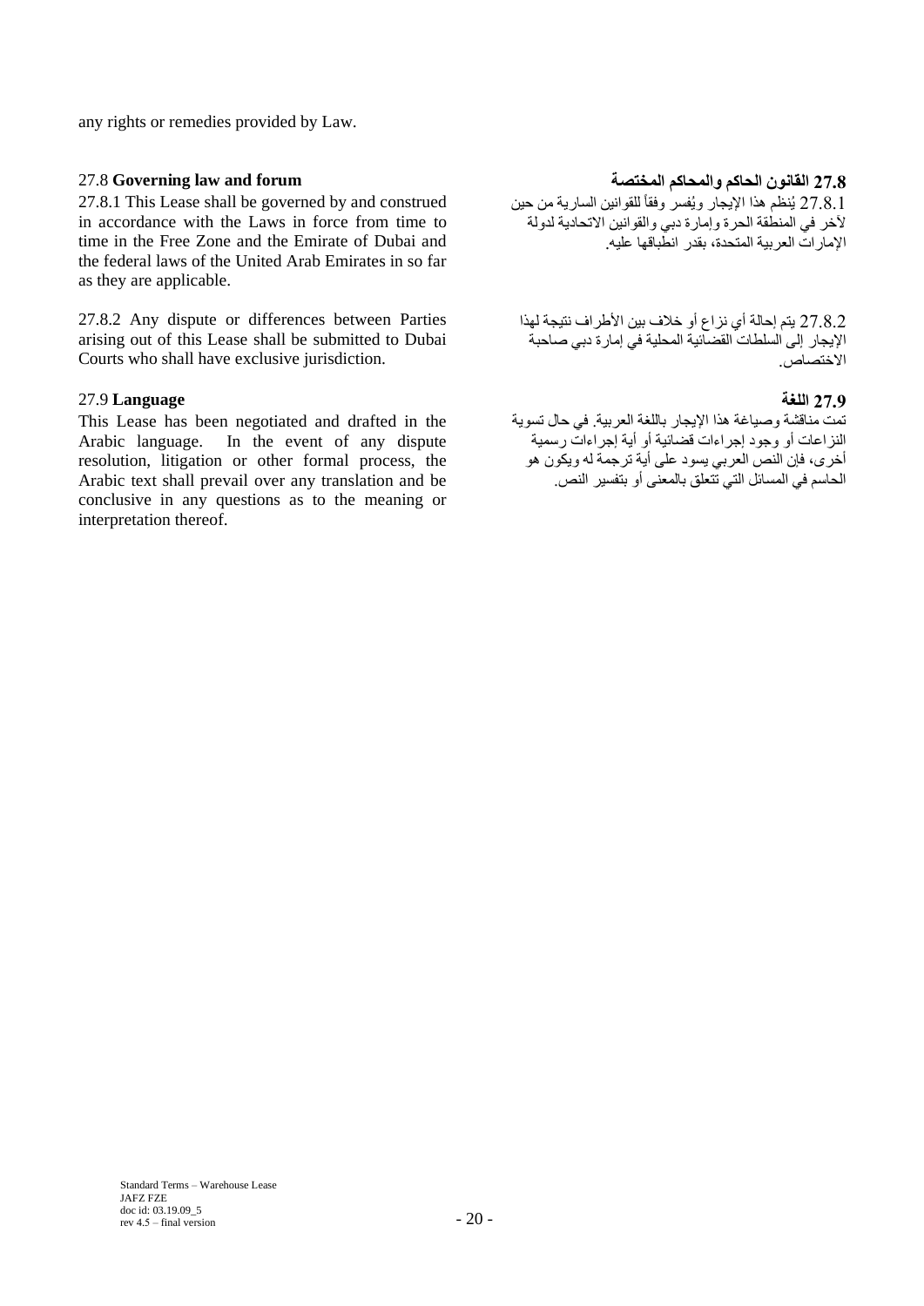any rights or remedies provided by Law.

27.8 **Governing law and forum**

27.8.1 This Lease shall be governed by and construed in accordance with the Laws in force from time to time in the Free Zone and the Emirate of Dubai and the federal laws of the United Arab Emirates in so far as they are applicable.

27.8.2 Any dispute or differences between Parties arising out of this Lease shall be submitted to Dubai Courts who shall have exclusive jurisdiction.

27.9 **Language**

This Lease has been negotiated and drafted in the Arabic language. In the event of any dispute resolution, litigation or other formal process, the Arabic text shall prevail over any translation and be conclusive in any questions as to the meaning or interpretation thereof.

**27.8 القانون الحاكم والمحاكم المختصة**

27.8.1 يُنظم هذا الإيجار ويُفسر وفقاً للقوانين السارية من حين لآخر في المنطقة الحرة وإمارة دبي والقوانين الاتحادية لدولة الإمارات العربية المتحدة، بقدر انطباقها عليه.

27.8.2 يتم إحالة أي نزاع أو خلاف بين الأطراف نتيجة لهذا الإيجار إلى السلطات القضائية المحلية في إمارة دبي صاحبة الاختصاص.

**27.9 اللغة**

تمت مناقشة وصياغة هذا الإيجار باللغة العربية. في حال تسوية النزاعات أو وجود إجراءات قضائية أو أية إجراءات رسمية أخرى، فإن النص العربي يسود على أية ترجمة له ويكون هو الحاسم في المسائل التي تتعلق بالمعنى أو بتفسير النص.

Standard Terms – Warehouse Lease
JAFZ FZE
doc id: 03.19.09_5
rev 4.5 – final version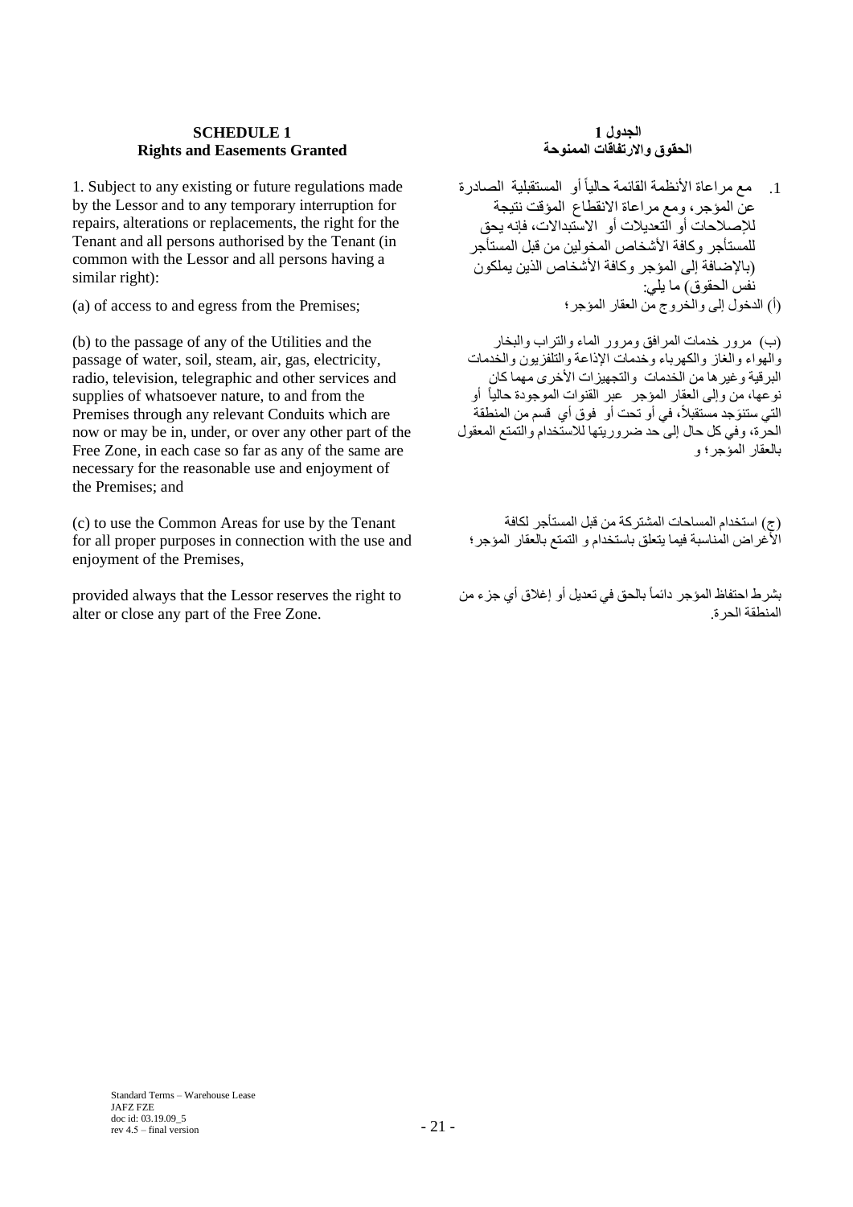**SCHEDULE 1**
**Rights and Easements Granted**

**الجدول 1**
**الحقوق والارتفاقات الممنوحة**

1. Subject to any existing or future regulations made by the Lessor and to any temporary interruption for repairs, alterations or replacements, the right for the Tenant and all persons authorised by the Tenant (in common with the Lessor and all persons having a similar right):

1. مع مراعاة الأنظمة القائمة حالياً أو المستقبلية الصادرة عن المؤجر، ومع مراعاة الانقطاع المؤقت نتيجة للإصلاحات أو التعديلات أو الاستبدالات، فإنه يحق للمستأجر وكافة الأشخاص المخولين من قبل المستأجر (بالإضافة إلى المؤجر وكافة الأشخاص الذين يملكون نفس الحقوق) ما يلي:

(a) of access to and egress from the Premises;

(أ) الدخول إلى والخروج من العقار المؤجر؛

(b) to the passage of any of the Utilities and the passage of water, soil, steam, air, gas, electricity, radio, television, telegraphic and other services and supplies of whatsoever nature, to and from the Premises through any relevant Conduits which are now or may be in, under, or over any other part of the Free Zone, in each case so far as any of the same are necessary for the reasonable use and enjoyment of the Premises; and

(ب) مرور خدمات المرافق ومرور الماء والتراب والبخار والهواء والغاز والكهرباء وخدمات الإذاعة والتلفزيون والخدمات البرقية وغيرها من الخدمات والتجهيزات الأخرى مهما كان نوعها، من وإلى العقار المؤجر عبر القنوات الموجودة حالياً أو التي ستتوَجد مستقبلاً، في أو تحت أو فوق أي قسم من المنطقة الحرة، وفي كل حال إلى حد ضروريتها للاستخدام والتمتع المعقول بالعقار المؤجر؛ و

(c) to use the Common Areas for use by the Tenant for all proper purposes in connection with the use and enjoyment of the Premises,

(ج) استخدام المساحات المشتركة من قبل المستأجر لكافة الأغراض المناسبة فيما يتعلق باستخدام و التمتع بالعقار المؤجر؛

provided always that the Lessor reserves the right to alter or close any part of the Free Zone.

بشرط احتفاظ المؤجر دائماً بالحق في تعديل أو إغلاق أي جزء من المنطقة الحرة.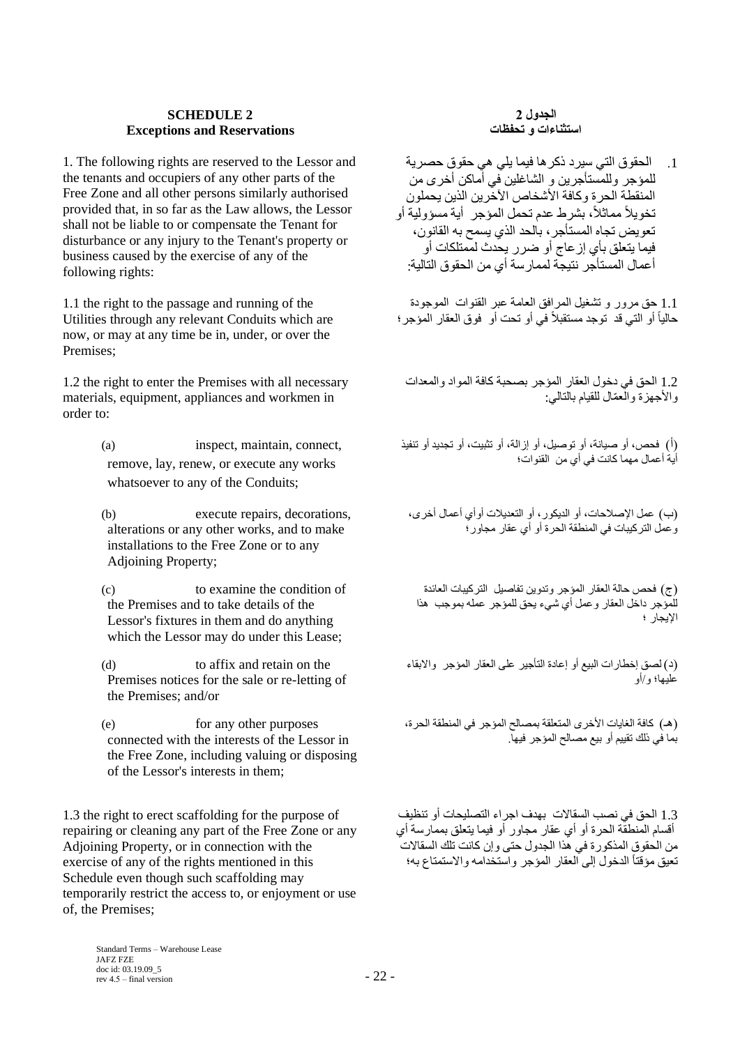## SCHEDULE 2
## Exceptions and Reservations

1. The following rights are reserved to the Lessor and the tenants and occupiers of any other parts of the Free Zone and all other persons similarly authorised provided that, in so far as the Law allows, the Lessor shall not be liable to or compensate the Tenant for disturbance or any injury to the Tenant's property or business caused by the exercise of any of the following rights:

1.1 the right to the passage and running of the Utilities through any relevant Conduits which are now, or may at any time be in, under, or over the Premises;

1.2 the right to enter the Premises with all necessary materials, equipment, appliances and workmen in order to:

(a) inspect, maintain, connect, remove, lay, renew, or execute any works whatsoever to any of the Conduits;

(b) execute repairs, decorations, alterations or any other works, and to make installations to the Free Zone or to any Adjoining Property;

(c) to examine the condition of the Premises and to take details of the Lessor's fixtures in them and do anything which the Lessor may do under this Lease;

(d) to affix and retain on the Premises notices for the sale or re-letting of the Premises; and/or

(e) for any other purposes connected with the interests of the Lessor in the Free Zone, including valuing or disposing of the Lessor's interests in them;

1.3 the right to erect scaffolding for the purpose of repairing or cleaning any part of the Free Zone or any Adjoining Property, or in connection with the exercise of any of the rights mentioned in this Schedule even though such scaffolding may temporarily restrict the access to, or enjoyment or use of, the Premises;

## الجدول 2
## استثناءات و تحفظات

1. الحقوق التي سيرد ذكرها فيما يلي هي حقوق حصرية للمؤجر وللمستأجرين و الشاغلين في أماكن أخرى من المنطقة الحرة وكافة الأشخاص الآخرين الذين يحملون تخويلاً مماثلاً، بشرط عدم تحمل المؤجر أية مسؤولية أو تعويض تجاه المستأجر، بالحد الذي يسمح به القانون، فيما يتعلق بأي إزعاج أو ضرر يحدث لممتلكات أو أعمال المستأجر نتيجة لممارسة أي من الحقوق التالية:

1.1 حق مرور و تشغيل المرافق العامة عبر القنوات الموجودة حالياً أو التي قد توجد مستقبلاً في أو تحت أو فوق العقار المؤجر؛

1.2 الحق في دخول العقار المؤجر بصحبة كافة المواد والمعدات والأجهزة والعمّال للقيام بالتالي:

(أ) فحص، أو صيانة، أو توصيل، أو إزالة، أو تثبيت، أو تجديد أو تنفيذ أية أعمال مهما كانت في أي من القنوات؛

(ب) عمل الإصلاحات، أو الديكور، أو التعديلات أوأي أعمال أخرى، وعمل التركيبات في المنطقة الحرة أو أي عقار مجاور؛

(ج) فحص حالة العقار المؤجر وتدوين تفاصيل التركيبات العائدة للمؤجر داخل العقار وعمل أي شيء يحق للمؤجر عمله بموجب هذا الإيجار ؛

(د) لصق إخطارات البيع أو إعادة التأجير على العقار المؤجر والابقاء عليها؛ و/أو

(هـ) كافة الغايات الأخرى المتعلقة بمصالح المؤجر في المنطقة الحرة، بما في ذلك تقييم أو بيع مصالح المؤجر فيها.

1.3 الحق في نصب السقالات بهدف اجراء التصليحات أو تنظيف أقسام المنطقة الحرة أو أي عقار مجاور أو فيما يتعلق بممارسة أي من الحقوق المذكورة في هذا الجدول حتى وإن كانت تلك السقالات تعيق مؤقتاً الدخول إلى العقار المؤجر واستخدامه والاستمتاع به؛

Standard Terms – Warehouse Lease
JAFZ FZE
doc id: 03.19.09_5
rev 4.5 – final version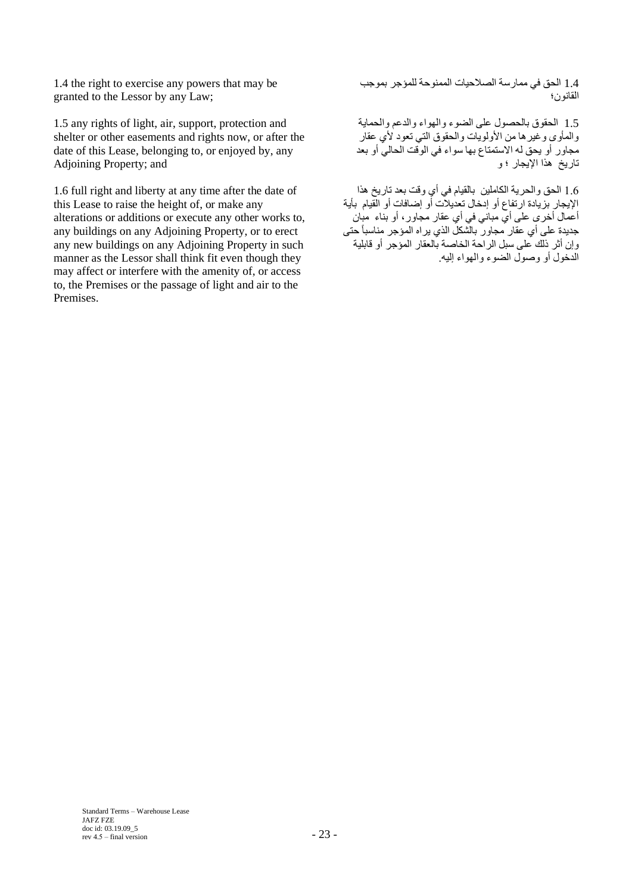1.4 the right to exercise any powers that may be granted to the Lessor by any Law;

1.4 الحق في ممارسة الصلاحيات الممنوحة للمؤجر بموجب القانون؛

1.5 any rights of light, air, support, protection and shelter or other easements and rights now, or after the date of this Lease, belonging to, or enjoyed by, any Adjoining Property; and

1.5 الحقوق بالحصول على الضوء والهواء والدعم والحماية والمأوى وغيرها من الأولويات والحقوق التي تعود لأي عقار مجاور أو يحق له الاستمتاع بها سواء في الوقت الحالي أو بعد تاريخ هذا الإيجار ؛ و

1.6 full right and liberty at any time after the date of this Lease to raise the height of, or make any alterations or additions or execute any other works to, any buildings on any Adjoining Property, or to erect any new buildings on any Adjoining Property in such manner as the Lessor shall think fit even though they may affect or interfere with the amenity of, or access to, the Premises or the passage of light and air to the Premises.

1.6 الحق والحرية الكاملين بالقيام في أي وقت بعد تاريخ هذا الإيجار بزيادة ارتفاع أو إدخال تعديلات أو إضافات أو القيام بأية أعمال أخرى على أي مباني في أي عقار مجاور، أو بناء مبان جديدة على أي عقار مجاور بالشكل الذي يراه المؤجر مناسباً حتى وإن أثر ذلك على سبل الراحة الخاصة بالعقار المؤجر أو قابلية الدخول أو وصول الضوء والهواء إليه.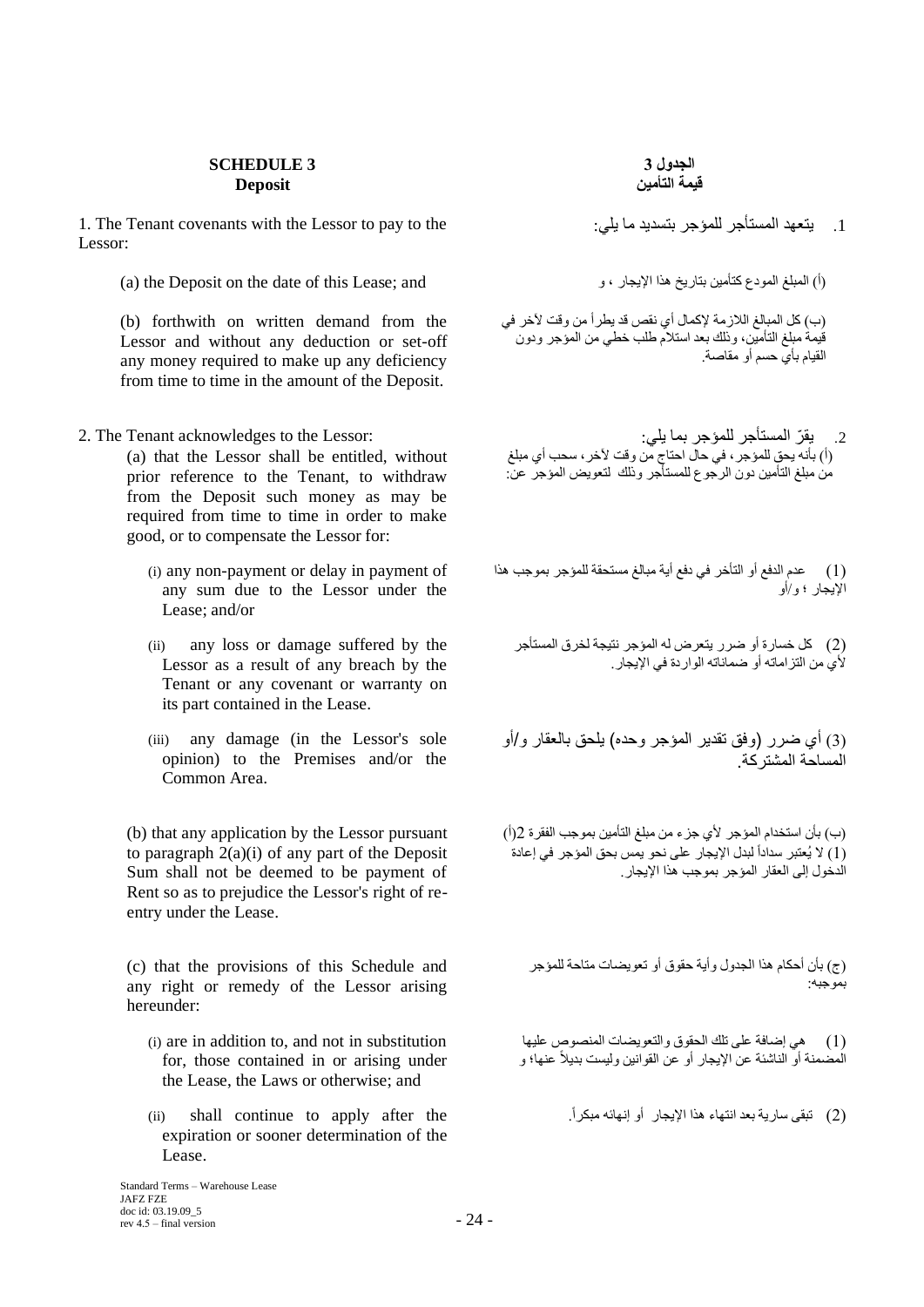**SCHEDULE 3**
**Deposit**

**الجدول 3**
**قيمة التأمين**

1. The Tenant covenants with the Lessor to pay to the Lessor:

1. يتعهد المستأجر للمؤجر بتسديد ما يلي:

(a) the Deposit on the date of this Lease; and

(أ) المبلغ المودع كتأمين بتاريخ هذا الإيجار ، و

(b) forthwith on written demand from the Lessor and without any deduction or set-off any money required to make up any deficiency from time to time in the amount of the Deposit.

(ب) كل المبالغ اللازمة لإكمال أي نقص قد يطرأ من وقت لآخر في قيمة مبلغ التأمين، وذلك بعد استلام طلب خطي من المؤجر ودون القيام بأي حسم أو مقاصة.

2. The Tenant acknowledges to the Lessor:

2. يقرّ المستأجر للمؤجر بما يلي:

(a) that the Lessor shall be entitled, without prior reference to the Tenant, to withdraw from the Deposit such money as may be required from time to time in order to make good, or to compensate the Lessor for:

(أ) بأنه يحق للمؤجر، في حال احتاج من وقت لآخر، سحب أي مبلغ من مبلغ التأمين دون الرجوع للمستأجر وذلك لتعويض المؤجر عن:

(i) any non-payment or delay in payment of any sum due to the Lessor under the Lease; and/or

(1) عدم الدفع أو التأخر في دفع أية مبالغ مستحقة للمؤجر بموجب هذا الإيجار ؛ و/أو

(ii) any loss or damage suffered by the Lessor as a result of any breach by the Tenant or any covenant or warranty on its part contained in the Lease.

(2) كل خسارة أو ضرر يتعرض له المؤجر نتيجة لخرق المستأجر لأي من التزاماته أو ضماناته الواردة في الإيجار.

(iii) any damage (in the Lessor's sole opinion) to the Premises and/or the Common Area.

(3) أي ضرر (وفق تقدير المؤجر وحده) يلحق بالعقار و/أو المساحة المشتركة.

(b) that any application by the Lessor pursuant to paragraph 2(a)(i) of any part of the Deposit Sum shall not be deemed to be payment of Rent so as to prejudice the Lessor's right of re-entry under the Lease.

(ب) بأن استخدام المؤجر لأي جزء من مبلغ التأمين بموجب الفقرة 2(أ)(1) لا يُعتبر سداداً لبدل الإيجار على نحو يمس بحق المؤجر في إعادة الدخول إلى العقار المؤجر بموجب هذا الإيجار.

(c) that the provisions of this Schedule and any right or remedy of the Lessor arising hereunder:

(ج) بأن أحكام هذا الجدول وأية حقوق أو تعويضات متاحة للمؤجر بموجبه:

(i) are in addition to, and not in substitution for, those contained in or arising under the Lease, the Laws or otherwise; and

(1) هي إضافة على تلك الحقوق والتعويضات المنصوص عليها المضمنة أو الناشئة عن الإيجار أو عن القوانين وليست بديلاً عنها؛ و

(ii) shall continue to apply after the expiration or sooner determination of the Lease.

(2) تبقى سارية بعد انتهاء هذا الإيجار أو إنهائه مبكراً.

Standard Terms – Warehouse Lease
JAFZ FZE
doc id: 03.19.09_5
rev 4.5 – final version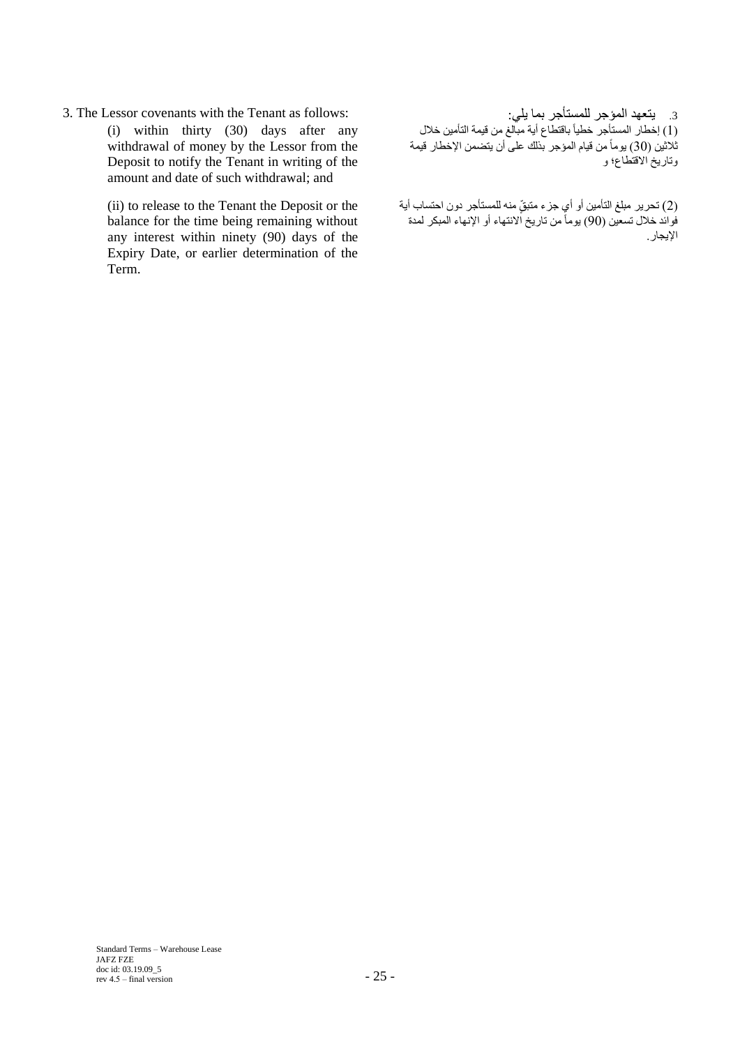3. The Lessor covenants with the Tenant as follows:

(i) within thirty (30) days after any withdrawal of money by the Lessor from the Deposit to notify the Tenant in writing of the amount and date of such withdrawal; and

(ii) to release to the Tenant the Deposit or the balance for the time being remaining without any interest within ninety (90) days of the Expiry Date, or earlier determination of the Term.

3. يتعهد المؤجر للمستأجر بما يلي:

(1) إخطار المستأجر خطياً باقتطاع أية مبالغ من قيمة التأمين خلال ثلاثين (30) يوماً من قيام المؤجر بذلك على أن يتضمن الإخطار قيمة وتاريخ الاقتطاع؛ و

(2) تحرير مبلغ التأمين أو أي جزء متبقٍّ منه للمستأجر دون احتساب أية فوائد خلال تسعين (90) يوماً من تاريخ الانتهاء أو الإنهاء المبكر لمدة الإيجار.